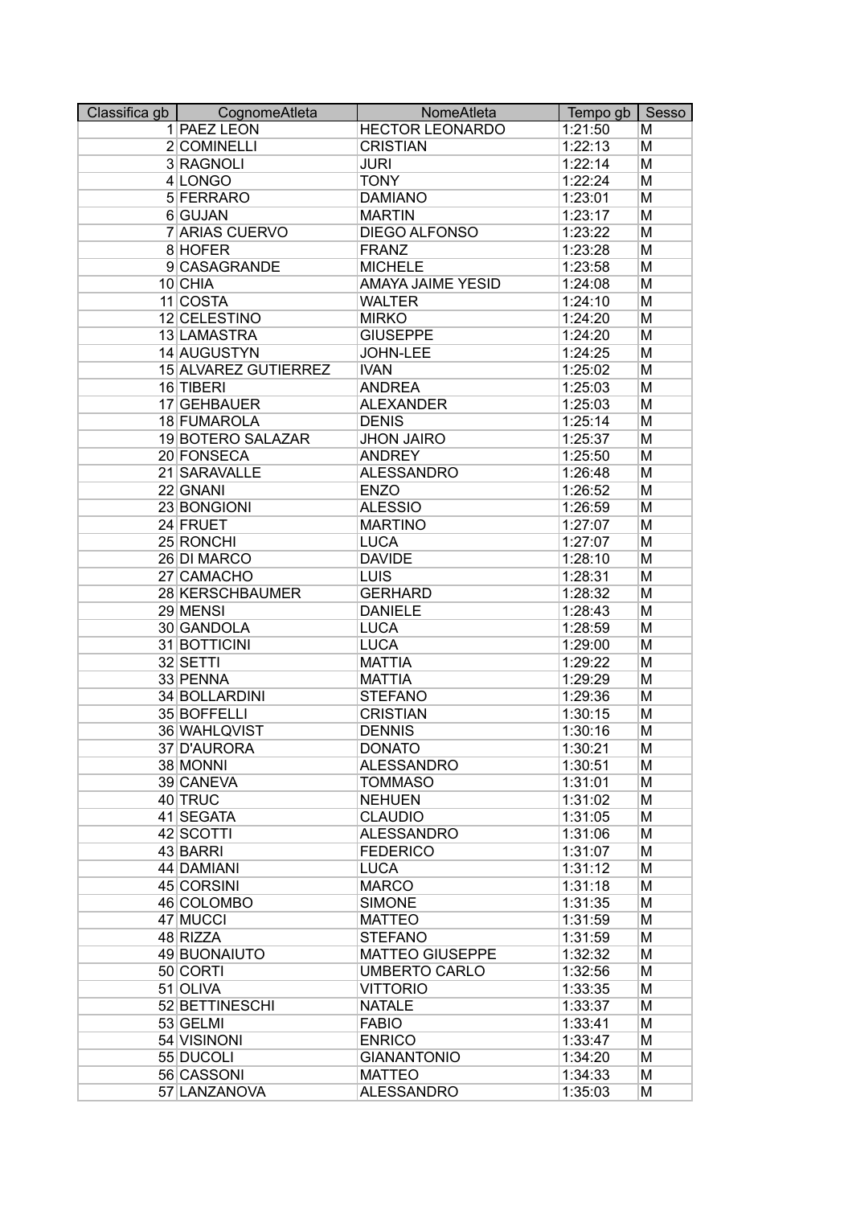| Classifica gb | CognomeAtleta | NomeAtleta | Tempo gb | Sesso |
|---|---|---|---|---|
| 1 | PAEZ LEON | HECTOR LEONARDO | 1:21:50 | M |
| 2 | COMINELLI | CRISTIAN | 1:22:13 | M |
| 3 | RAGNOLI | JURI | 1:22:14 | M |
| 4 | LONGO | TONY | 1:22:24 | M |
| 5 | FERRARO | DAMIANO | 1:23:01 | M |
| 6 | GUJAN | MARTIN | 1:23:17 | M |
| 7 | ARIAS CUERVO | DIEGO ALFONSO | 1:23:22 | M |
| 8 | HOFER | FRANZ | 1:23:28 | M |
| 9 | CASAGRANDE | MICHELE | 1:23:58 | M |
| 10 | CHIA | AMAYA JAIME YESID | 1:24:08 | M |
| 11 | COSTA | WALTER | 1:24:10 | M |
| 12 | CELESTINO | MIRKO | 1:24:20 | M |
| 13 | LAMASTRA | GIUSEPPE | 1:24:20 | M |
| 14 | AUGUSTYN | JOHN-LEE | 1:24:25 | M |
| 15 | ALVAREZ GUTIERREZ | IVAN | 1:25:02 | M |
| 16 | TIBERI | ANDREA | 1:25:03 | M |
| 17 | GEHBAUER | ALEXANDER | 1:25:03 | M |
| 18 | FUMAROLA | DENIS | 1:25:14 | M |
| 19 | BOTERO SALAZAR | JHON JAIRO | 1:25:37 | M |
| 20 | FONSECA | ANDREY | 1:25:50 | M |
| 21 | SARAVALLE | ALESSANDRO | 1:26:48 | M |
| 22 | GNANI | ENZO | 1:26:52 | M |
| 23 | BONGIONI | ALESSIO | 1:26:59 | M |
| 24 | FRUET | MARTINO | 1:27:07 | M |
| 25 | RONCHI | LUCA | 1:27:07 | M |
| 26 | DI MARCO | DAVIDE | 1:28:10 | M |
| 27 | CAMACHO | LUIS | 1:28:31 | M |
| 28 | KERSCHBAUMER | GERHARD | 1:28:32 | M |
| 29 | MENSI | DANIELE | 1:28:43 | M |
| 30 | GANDOLA | LUCA | 1:28:59 | M |
| 31 | BOTTICINI | LUCA | 1:29:00 | M |
| 32 | SETTI | MATTIA | 1:29:22 | M |
| 33 | PENNA | MATTIA | 1:29:29 | M |
| 34 | BOLLARDINI | STEFANO | 1:29:36 | M |
| 35 | BOFFELLI | CRISTIAN | 1:30:15 | M |
| 36 | WAHLQVIST | DENNIS | 1:30:16 | M |
| 37 | D'AURORA | DONATO | 1:30:21 | M |
| 38 | MONNI | ALESSANDRO | 1:30:51 | M |
| 39 | CANEVA | TOMMASO | 1:31:01 | M |
| 40 | TRUC | NEHUEN | 1:31:02 | M |
| 41 | SEGATA | CLAUDIO | 1:31:05 | M |
| 42 | SCOTTI | ALESSANDRO | 1:31:06 | M |
| 43 | BARRI | FEDERICO | 1:31:07 | M |
| 44 | DAMIANI | LUCA | 1:31:12 | M |
| 45 | CORSINI | MARCO | 1:31:18 | M |
| 46 | COLOMBO | SIMONE | 1:31:35 | M |
| 47 | MUCCI | MATTEO | 1:31:59 | M |
| 48 | RIZZA | STEFANO | 1:31:59 | M |
| 49 | BUONAIUTO | MATTEO GIUSEPPE | 1:32:32 | M |
| 50 | CORTI | UMBERTO CARLO | 1:32:56 | M |
| 51 | OLIVA | VITTORIO | 1:33:35 | M |
| 52 | BETTINESCHI | NATALE | 1:33:37 | M |
| 53 | GELMI | FABIO | 1:33:41 | M |
| 54 | VISINONI | ENRICO | 1:33:47 | M |
| 55 | DUCOLI | GIANANTONIO | 1:34:20 | M |
| 56 | CASSONI | MATTEO | 1:34:33 | M |
| 57 | LANZANOVA | ALESSANDRO | 1:35:03 | M |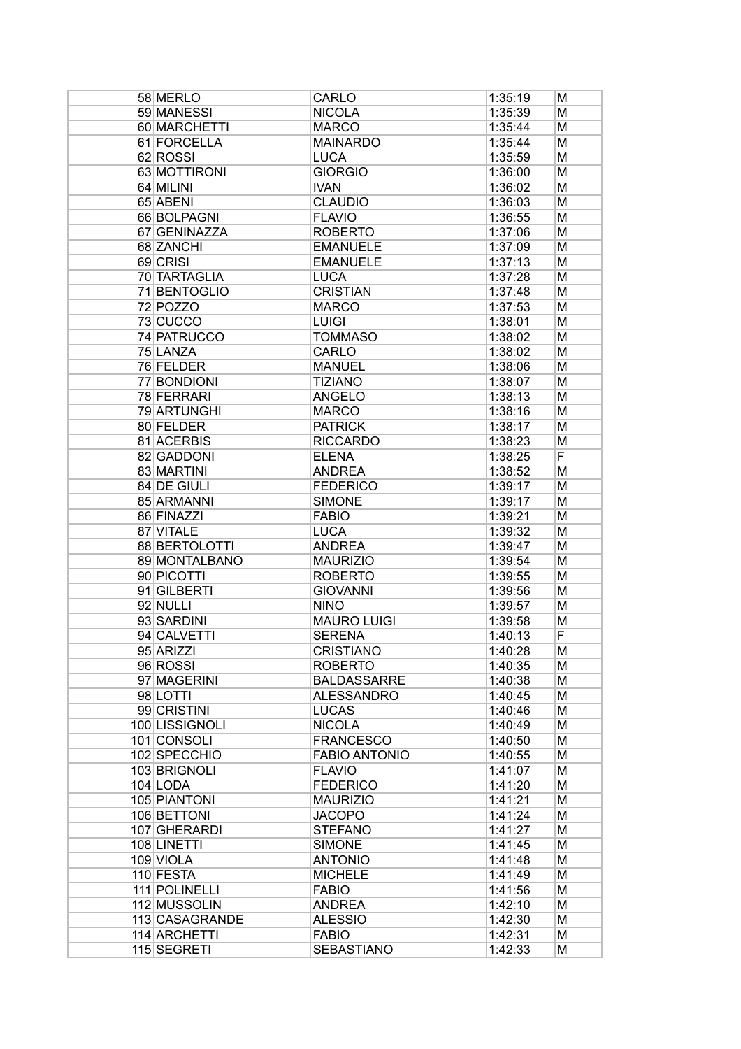| | | | | |
|---|---|---|---|---|
| 58 | MERLO | CARLO | 1:35:19 | M |
| 59 | MANESSI | NICOLA | 1:35:39 | M |
| 60 | MARCHETTI | MARCO | 1:35:44 | M |
| 61 | FORCELLA | MAINARDO | 1:35:44 | M |
| 62 | ROSSI | LUCA | 1:35:59 | M |
| 63 | MOTTIRONI | GIORGIO | 1:36:00 | M |
| 64 | MILINI | IVAN | 1:36:02 | M |
| 65 | ABENI | CLAUDIO | 1:36:03 | M |
| 66 | BOLPAGNI | FLAVIO | 1:36:55 | M |
| 67 | GENINAZZA | ROBERTO | 1:37:06 | M |
| 68 | ZANCHI | EMANUELE | 1:37:09 | M |
| 69 | CRISI | EMANUELE | 1:37:13 | M |
| 70 | TARTAGLIA | LUCA | 1:37:28 | M |
| 71 | BENTOGLIO | CRISTIAN | 1:37:48 | M |
| 72 | POZZO | MARCO | 1:37:53 | M |
| 73 | CUCCO | LUIGI | 1:38:01 | M |
| 74 | PATRUCCO | TOMMASO | 1:38:02 | M |
| 75 | LANZA | CARLO | 1:38:02 | M |
| 76 | FELDER | MANUEL | 1:38:06 | M |
| 77 | BONDIONI | TIZIANO | 1:38:07 | M |
| 78 | FERRARI | ANGELO | 1:38:13 | M |
| 79 | ARTUNGHI | MARCO | 1:38:16 | M |
| 80 | FELDER | PATRICK | 1:38:17 | M |
| 81 | ACERBIS | RICCARDO | 1:38:23 | M |
| 82 | GADDONI | ELENA | 1:38:25 | F |
| 83 | MARTINI | ANDREA | 1:38:52 | M |
| 84 | DE GIULI | FEDERICO | 1:39:17 | M |
| 85 | ARMANNI | SIMONE | 1:39:17 | M |
| 86 | FINAZZI | FABIO | 1:39:21 | M |
| 87 | VITALE | LUCA | 1:39:32 | M |
| 88 | BERTOLOTTI | ANDREA | 1:39:47 | M |
| 89 | MONTALBANO | MAURIZIO | 1:39:54 | M |
| 90 | PICOTTI | ROBERTO | 1:39:55 | M |
| 91 | GILBERTI | GIOVANNI | 1:39:56 | M |
| 92 | NULLI | NINO | 1:39:57 | M |
| 93 | SARDINI | MAURO LUIGI | 1:39:58 | M |
| 94 | CALVETTI | SERENA | 1:40:13 | F |
| 95 | ARIZZI | CRISTIANO | 1:40:28 | M |
| 96 | ROSSI | ROBERTO | 1:40:35 | M |
| 97 | MAGERINI | BALDASSARRE | 1:40:38 | M |
| 98 | LOTTI | ALESSANDRO | 1:40:45 | M |
| 99 | CRISTINI | LUCAS | 1:40:46 | M |
| 100 | LISSIGNOLI | NICOLA | 1:40:49 | M |
| 101 | CONSOLI | FRANCESCO | 1:40:50 | M |
| 102 | SPECCHIO | FABIO ANTONIO | 1:40:55 | M |
| 103 | BRIGNOLI | FLAVIO | 1:41:07 | M |
| 104 | LODA | FEDERICO | 1:41:20 | M |
| 105 | PIANTONI | MAURIZIO | 1:41:21 | M |
| 106 | BETTONI | JACOPO | 1:41:24 | M |
| 107 | GHERARDI | STEFANO | 1:41:27 | M |
| 108 | LINETTI | SIMONE | 1:41:45 | M |
| 109 | VIOLA | ANTONIO | 1:41:48 | M |
| 110 | FESTA | MICHELE | 1:41:49 | M |
| 111 | POLINELLI | FABIO | 1:41:56 | M |
| 112 | MUSSOLIN | ANDREA | 1:42:10 | M |
| 113 | CASAGRANDE | ALESSIO | 1:42:30 | M |
| 114 | ARCHETTI | FABIO | 1:42:31 | M |
| 115 | SEGRETI | SEBASTIANO | 1:42:33 | M |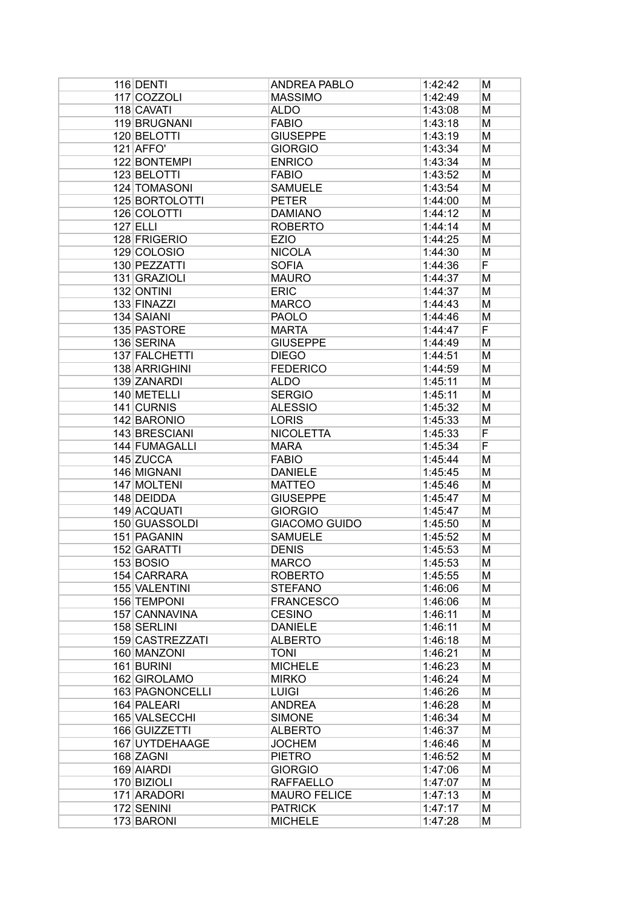| | | | | |
|---|---|---|---|---|
| 116 | DENTI | ANDREA PABLO | 1:42:42 | M |
| 117 | COZZOLI | MASSIMO | 1:42:49 | M |
| 118 | CAVATI | ALDO | 1:43:08 | M |
| 119 | BRUGNANI | FABIO | 1:43:18 | M |
| 120 | BELOTTI | GIUSEPPE | 1:43:19 | M |
| 121 | AFFO' | GIORGIO | 1:43:34 | M |
| 122 | BONTEMPI | ENRICO | 1:43:34 | M |
| 123 | BELOTTI | FABIO | 1:43:52 | M |
| 124 | TOMASONI | SAMUELE | 1:43:54 | M |
| 125 | BORTOLOTTI | PETER | 1:44:00 | M |
| 126 | COLOTTI | DAMIANO | 1:44:12 | M |
| 127 | ELLI | ROBERTO | 1:44:14 | M |
| 128 | FRIGERIO | EZIO | 1:44:25 | M |
| 129 | COLOSIO | NICOLA | 1:44:30 | M |
| 130 | PEZZATTI | SOFIA | 1:44:36 | F |
| 131 | GRAZIOLI | MAURO | 1:44:37 | M |
| 132 | ONTINI | ERIC | 1:44:37 | M |
| 133 | FINAZZI | MARCO | 1:44:43 | M |
| 134 | SAIANI | PAOLO | 1:44:46 | M |
| 135 | PASTORE | MARTA | 1:44:47 | F |
| 136 | SERINA | GIUSEPPE | 1:44:49 | M |
| 137 | FALCHETTI | DIEGO | 1:44:51 | M |
| 138 | ARRIGHINI | FEDERICO | 1:44:59 | M |
| 139 | ZANARDI | ALDO | 1:45:11 | M |
| 140 | METELLI | SERGIO | 1:45:11 | M |
| 141 | CURNIS | ALESSIO | 1:45:32 | M |
| 142 | BARONIO | LORIS | 1:45:33 | M |
| 143 | BRESCIANI | NICOLETTA | 1:45:33 | F |
| 144 | FUMAGALLI | MARA | 1:45:34 | F |
| 145 | ZUCCA | FABIO | 1:45:44 | M |
| 146 | MIGNANI | DANIELE | 1:45:45 | M |
| 147 | MOLTENI | MATTEO | 1:45:46 | M |
| 148 | DEIDDA | GIUSEPPE | 1:45:47 | M |
| 149 | ACQUATI | GIORGIO | 1:45:47 | M |
| 150 | GUASSOLDI | GIACOMO GUIDO | 1:45:50 | M |
| 151 | PAGANIN | SAMUELE | 1:45:52 | M |
| 152 | GARATTI | DENIS | 1:45:53 | M |
| 153 | BOSIO | MARCO | 1:45:53 | M |
| 154 | CARRARA | ROBERTO | 1:45:55 | M |
| 155 | VALENTINI | STEFANO | 1:46:06 | M |
| 156 | TEMPONI | FRANCESCO | 1:46:06 | M |
| 157 | CANNAVINA | CESINO | 1:46:11 | M |
| 158 | SERLINI | DANIELE | 1:46:11 | M |
| 159 | CASTREZZATI | ALBERTO | 1:46:18 | M |
| 160 | MANZONI | TONI | 1:46:21 | M |
| 161 | BURINI | MICHELE | 1:46:23 | M |
| 162 | GIROLAMO | MIRKO | 1:46:24 | M |
| 163 | PAGNONCELLI | LUIGI | 1:46:26 | M |
| 164 | PALEARI | ANDREA | 1:46:28 | M |
| 165 | VALSECCHI | SIMONE | 1:46:34 | M |
| 166 | GUIZZETTI | ALBERTO | 1:46:37 | M |
| 167 | UYTDEHAAGE | JOCHEM | 1:46:46 | M |
| 168 | ZAGNI | PIETRO | 1:46:52 | M |
| 169 | AIARDI | GIORGIO | 1:47:06 | M |
| 170 | BIZIOLI | RAFFAELLO | 1:47:07 | M |
| 171 | ARADORI | MAURO FELICE | 1:47:13 | M |
| 172 | SENINI | PATRICK | 1:47:17 | M |
| 173 | BARONI | MICHELE | 1:47:28 | M |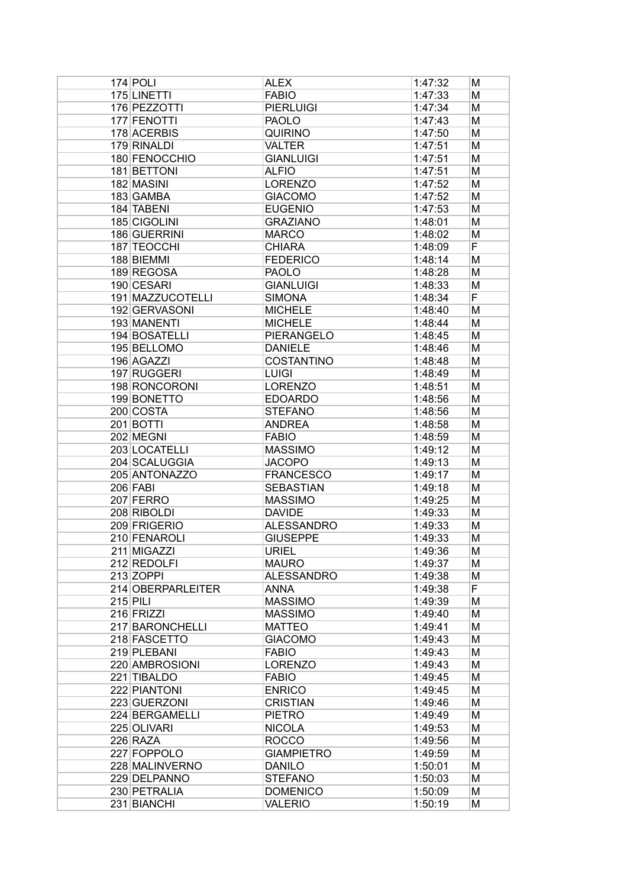| | | | | |
|---|---|---|---|---|
| 174 | POLI | ALEX | 1:47:32 | M |
| 175 | LINETTI | FABIO | 1:47:33 | M |
| 176 | PEZZOTTI | PIERLUIGI | 1:47:34 | M |
| 177 | FENOTTI | PAOLO | 1:47:43 | M |
| 178 | ACERBIS | QUIRINO | 1:47:50 | M |
| 179 | RINALDI | VALTER | 1:47:51 | M |
| 180 | FENOCCHIO | GIANLUIGI | 1:47:51 | M |
| 181 | BETTONI | ALFIO | 1:47:51 | M |
| 182 | MASINI | LORENZO | 1:47:52 | M |
| 183 | GAMBA | GIACOMO | 1:47:52 | M |
| 184 | TABENI | EUGENIO | 1:47:53 | M |
| 185 | CIGOLINI | GRAZIANO | 1:48:01 | M |
| 186 | GUERRINI | MARCO | 1:48:02 | M |
| 187 | TEOCCHI | CHIARA | 1:48:09 | F |
| 188 | BIEMMI | FEDERICO | 1:48:14 | M |
| 189 | REGOSA | PAOLO | 1:48:28 | M |
| 190 | CESARI | GIANLUIGI | 1:48:33 | M |
| 191 | MAZZUCOTELLI | SIMONA | 1:48:34 | F |
| 192 | GERVASONI | MICHELE | 1:48:40 | M |
| 193 | MANENTI | MICHELE | 1:48:44 | M |
| 194 | BOSATELLI | PIERANGELO | 1:48:45 | M |
| 195 | BELLOMO | DANIELE | 1:48:46 | M |
| 196 | AGAZZI | COSTANTINO | 1:48:48 | M |
| 197 | RUGGERI | LUIGI | 1:48:49 | M |
| 198 | RONCORONI | LORENZO | 1:48:51 | M |
| 199 | BONETTO | EDOARDO | 1:48:56 | M |
| 200 | COSTA | STEFANO | 1:48:56 | M |
| 201 | BOTTI | ANDREA | 1:48:58 | M |
| 202 | MEGNI | FABIO | 1:48:59 | M |
| 203 | LOCATELLI | MASSIMO | 1:49:12 | M |
| 204 | SCALUGGIA | JACOPO | 1:49:13 | M |
| 205 | ANTONAZZO | FRANCESCO | 1:49:17 | M |
| 206 | FABI | SEBASTIAN | 1:49:18 | M |
| 207 | FERRO | MASSIMO | 1:49:25 | M |
| 208 | RIBOLDI | DAVIDE | 1:49:33 | M |
| 209 | FRIGERIO | ALESSANDRO | 1:49:33 | M |
| 210 | FENAROLI | GIUSEPPE | 1:49:33 | M |
| 211 | MIGAZZI | URIEL | 1:49:36 | M |
| 212 | REDOLFI | MAURO | 1:49:37 | M |
| 213 | ZOPPI | ALESSANDRO | 1:49:38 | M |
| 214 | OBERPARLEITER | ANNA | 1:49:38 | F |
| 215 | PILI | MASSIMO | 1:49:39 | M |
| 216 | FRIZZI | MASSIMO | 1:49:40 | M |
| 217 | BARONCHELLI | MATTEO | 1:49:41 | M |
| 218 | FASCETTO | GIACOMO | 1:49:43 | M |
| 219 | PLEBANI | FABIO | 1:49:43 | M |
| 220 | AMBROSIONI | LORENZO | 1:49:43 | M |
| 221 | TIBALDO | FABIO | 1:49:45 | M |
| 222 | PIANTONI | ENRICO | 1:49:45 | M |
| 223 | GUERZONI | CRISTIAN | 1:49:46 | M |
| 224 | BERGAMELLI | PIETRO | 1:49:49 | M |
| 225 | OLIVARI | NICOLA | 1:49:53 | M |
| 226 | RAZA | ROCCO | 1:49:56 | M |
| 227 | FOPPOLO | GIAMPIETRO | 1:49:59 | M |
| 228 | MALINVERNO | DANILO | 1:50:01 | M |
| 229 | DELPANNO | STEFANO | 1:50:03 | M |
| 230 | PETRALIA | DOMENICO | 1:50:09 | M |
| 231 | BIANCHI | VALERIO | 1:50:19 | M |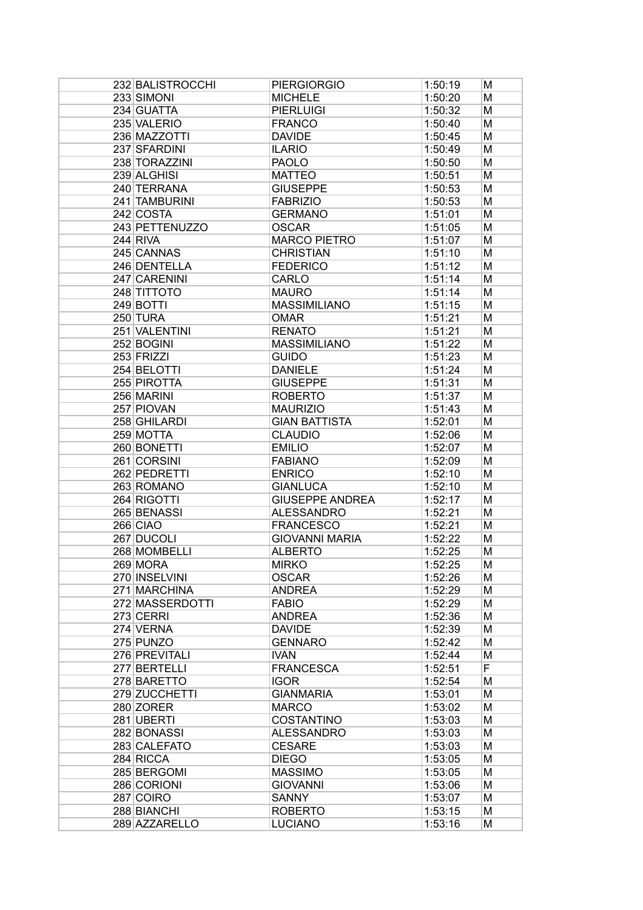| | | | |
|---|---|---|---|
| 232 | BALISTROCCHI | PIERGIORGIO | 1:50:19 | M |
| 233 | SIMONI | MICHELE | 1:50:20 | M |
| 234 | GUATTA | PIERLUIGI | 1:50:32 | M |
| 235 | VALERIO | FRANCO | 1:50:40 | M |
| 236 | MAZZOTTI | DAVIDE | 1:50:45 | M |
| 237 | SFARDINI | ILARIO | 1:50:49 | M |
| 238 | TORAZZINI | PAOLO | 1:50:50 | M |
| 239 | ALGHISI | MATTEO | 1:50:51 | M |
| 240 | TERRANA | GIUSEPPE | 1:50:53 | M |
| 241 | TAMBURINI | FABRIZIO | 1:50:53 | M |
| 242 | COSTA | GERMANO | 1:51:01 | M |
| 243 | PETTENUZZO | OSCAR | 1:51:05 | M |
| 244 | RIVA | MARCO PIETRO | 1:51:07 | M |
| 245 | CANNAS | CHRISTIAN | 1:51:10 | M |
| 246 | DENTELLA | FEDERICO | 1:51:12 | M |
| 247 | CARENINI | CARLO | 1:51:14 | M |
| 248 | TITTOTO | MAURO | 1:51:14 | M |
| 249 | BOTTI | MASSIMILIANO | 1:51:15 | M |
| 250 | TURA | OMAR | 1:51:21 | M |
| 251 | VALENTINI | RENATO | 1:51:21 | M |
| 252 | BOGINI | MASSIMILIANO | 1:51:22 | M |
| 253 | FRIZZI | GUIDO | 1:51:23 | M |
| 254 | BELOTTI | DANIELE | 1:51:24 | M |
| 255 | PIROTTA | GIUSEPPE | 1:51:31 | M |
| 256 | MARINI | ROBERTO | 1:51:37 | M |
| 257 | PIOVAN | MAURIZIO | 1:51:43 | M |
| 258 | GHILARDI | GIAN BATTISTA | 1:52:01 | M |
| 259 | MOTTA | CLAUDIO | 1:52:06 | M |
| 260 | BONETTI | EMILIO | 1:52:07 | M |
| 261 | CORSINI | FABIANO | 1:52:09 | M |
| 262 | PEDRETTI | ENRICO | 1:52:10 | M |
| 263 | ROMANO | GIANLUCA | 1:52:10 | M |
| 264 | RIGOTTI | GIUSEPPE ANDREA | 1:52:17 | M |
| 265 | BENASSI | ALESSANDRO | 1:52:21 | M |
| 266 | CIAO | FRANCESCO | 1:52:21 | M |
| 267 | DUCOLI | GIOVANNI MARIA | 1:52:22 | M |
| 268 | MOMBELLI | ALBERTO | 1:52:25 | M |
| 269 | MORA | MIRKO | 1:52:25 | M |
| 270 | INSELVINI | OSCAR | 1:52:26 | M |
| 271 | MARCHINA | ANDREA | 1:52:29 | M |
| 272 | MASSERDOTTI | FABIO | 1:52:29 | M |
| 273 | CERRI | ANDREA | 1:52:36 | M |
| 274 | VERNA | DAVIDE | 1:52:39 | M |
| 275 | PUNZO | GENNARO | 1:52:42 | M |
| 276 | PREVITALI | IVAN | 1:52:44 | M |
| 277 | BERTELLI | FRANCESCA | 1:52:51 | F |
| 278 | BARETTO | IGOR | 1:52:54 | M |
| 279 | ZUCCHETTI | GIANMARIA | 1:53:01 | M |
| 280 | ZORER | MARCO | 1:53:02 | M |
| 281 | UBERTI | COSTANTINO | 1:53:03 | M |
| 282 | BONASSI | ALESSANDRO | 1:53:03 | M |
| 283 | CALEFATO | CESARE | 1:53:03 | M |
| 284 | RICCA | DIEGO | 1:53:05 | M |
| 285 | BERGOMI | MASSIMO | 1:53:05 | M |
| 286 | CORIONI | GIOVANNI | 1:53:06 | M |
| 287 | COIRO | SANNY | 1:53:07 | M |
| 288 | BIANCHI | ROBERTO | 1:53:15 | M |
| 289 | AZZARELLO | LUCIANO | 1:53:16 | M |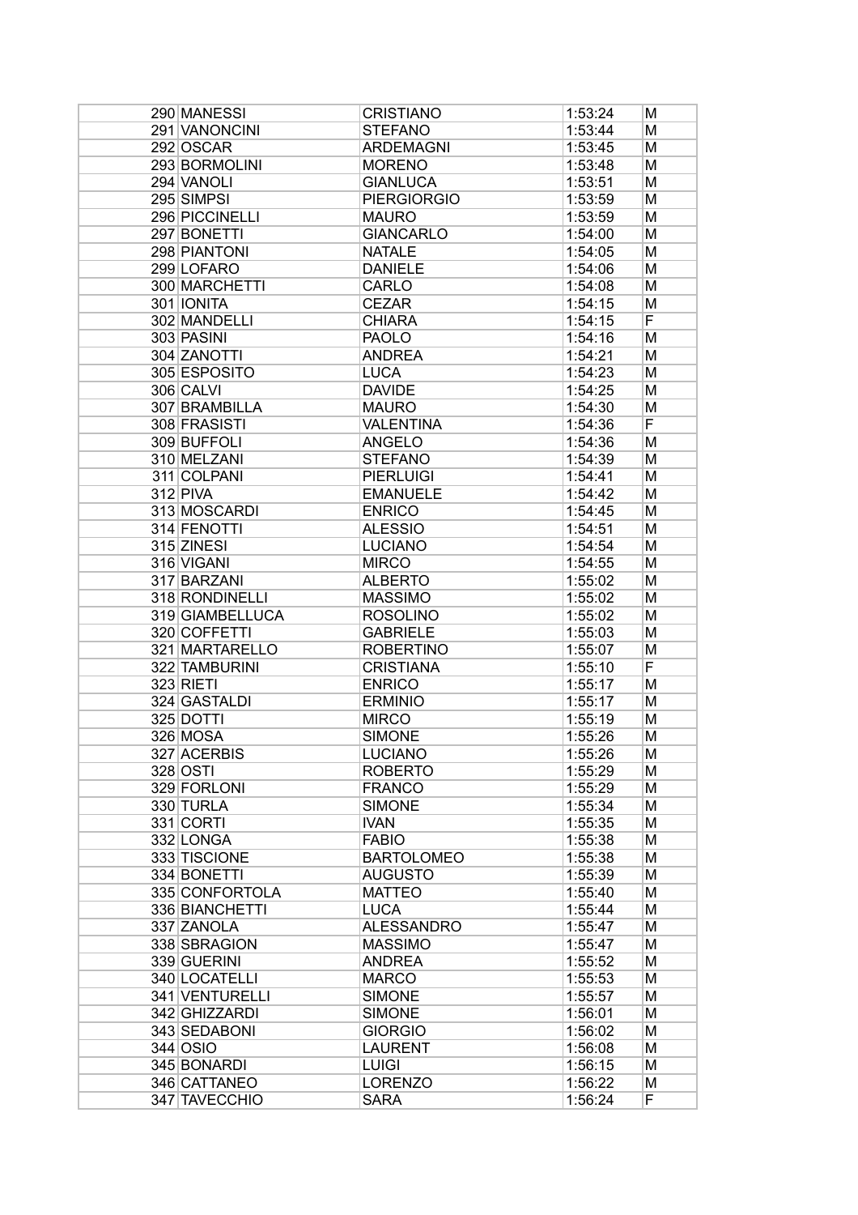| 290 | MANESSI | CRISTIANO | 1:53:24 | M |
|---|---|---|---|---|
| 291 | VANONCINI | STEFANO | 1:53:44 | M |
| 292 | OSCAR | ARDEMAGNI | 1:53:45 | M |
| 293 | BORMOLINI | MORENO | 1:53:48 | M |
| 294 | VANOLI | GIANLUCA | 1:53:51 | M |
| 295 | SIMPSI | PIERGIORGIO | 1:53:59 | M |
| 296 | PICCINELLI | MAURO | 1:53:59 | M |
| 297 | BONETTI | GIANCARLO | 1:54:00 | M |
| 298 | PIANTONI | NATALE | 1:54:05 | M |
| 299 | LOFARO | DANIELE | 1:54:06 | M |
| 300 | MARCHETTI | CARLO | 1:54:08 | M |
| 301 | IONITA | CEZAR | 1:54:15 | M |
| 302 | MANDELLI | CHIARA | 1:54:15 | F |
| 303 | PASINI | PAOLO | 1:54:16 | M |
| 304 | ZANOTTI | ANDREA | 1:54:21 | M |
| 305 | ESPOSITO | LUCA | 1:54:23 | M |
| 306 | CALVI | DAVIDE | 1:54:25 | M |
| 307 | BRAMBILLA | MAURO | 1:54:30 | M |
| 308 | FRASISTI | VALENTINA | 1:54:36 | F |
| 309 | BUFFOLI | ANGELO | 1:54:36 | M |
| 310 | MELZANI | STEFANO | 1:54:39 | M |
| 311 | COLPANI | PIERLUIGI | 1:54:41 | M |
| 312 | PIVA | EMANUELE | 1:54:42 | M |
| 313 | MOSCARDI | ENRICO | 1:54:45 | M |
| 314 | FENOTTI | ALESSIO | 1:54:51 | M |
| 315 | ZINESI | LUCIANO | 1:54:54 | M |
| 316 | VIGANI | MIRCO | 1:54:55 | M |
| 317 | BARZANI | ALBERTO | 1:55:02 | M |
| 318 | RONDINELLI | MASSIMO | 1:55:02 | M |
| 319 | GIAMBELLUCA | ROSOLINO | 1:55:02 | M |
| 320 | COFFETTI | GABRIELE | 1:55:03 | M |
| 321 | MARTARELLO | ROBERTINO | 1:55:07 | M |
| 322 | TAMBURINI | CRISTIANA | 1:55:10 | F |
| 323 | RIETI | ENRICO | 1:55:17 | M |
| 324 | GASTALDI | ERMINIO | 1:55:17 | M |
| 325 | DOTTI | MIRCO | 1:55:19 | M |
| 326 | MOSA | SIMONE | 1:55:26 | M |
| 327 | ACERBIS | LUCIANO | 1:55:26 | M |
| 328 | OSTI | ROBERTO | 1:55:29 | M |
| 329 | FORLONI | FRANCO | 1:55:29 | M |
| 330 | TURLA | SIMONE | 1:55:34 | M |
| 331 | CORTI | IVAN | 1:55:35 | M |
| 332 | LONGA | FABIO | 1:55:38 | M |
| 333 | TISCIONE | BARTOLOMEO | 1:55:38 | M |
| 334 | BONETTI | AUGUSTO | 1:55:39 | M |
| 335 | CONFORTOLA | MATTEO | 1:55:40 | M |
| 336 | BIANCHETTI | LUCA | 1:55:44 | M |
| 337 | ZANOLA | ALESSANDRO | 1:55:47 | M |
| 338 | SBRAGION | MASSIMO | 1:55:47 | M |
| 339 | GUERINI | ANDREA | 1:55:52 | M |
| 340 | LOCATELLI | MARCO | 1:55:53 | M |
| 341 | VENTURELLI | SIMONE | 1:55:57 | M |
| 342 | GHIZZARDI | SIMONE | 1:56:01 | M |
| 343 | SEDABONI | GIORGIO | 1:56:02 | M |
| 344 | OSIO | LAURENT | 1:56:08 | M |
| 345 | BONARDI | LUIGI | 1:56:15 | M |
| 346 | CATTANEO | LORENZO | 1:56:22 | M |
| 347 | TAVECCHIO | SARA | 1:56:24 | F |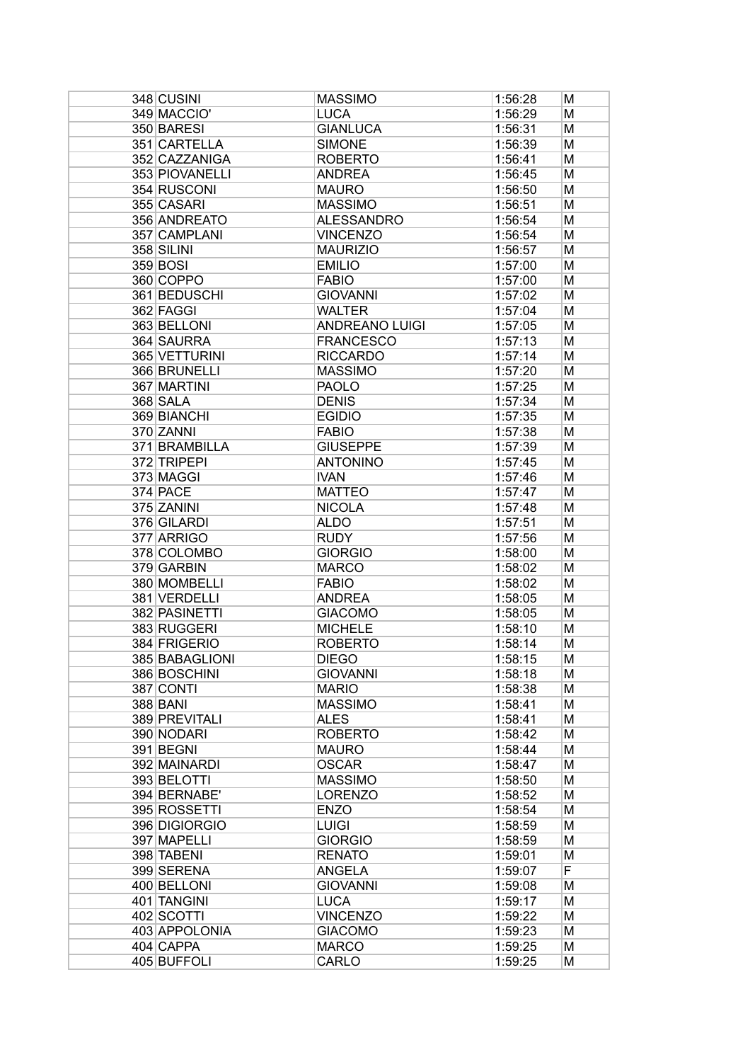| 348 | CUSINI | MASSIMO | 1:56:28 | M |
|---|---|---|---|---|
| 349 | MACCIO' | LUCA | 1:56:29 | M |
| 350 | BARESI | GIANLUCA | 1:56:31 | M |
| 351 | CARTELLA | SIMONE | 1:56:39 | M |
| 352 | CAZZANIGA | ROBERTO | 1:56:41 | M |
| 353 | PIOVANELLI | ANDREA | 1:56:45 | M |
| 354 | RUSCONI | MAURO | 1:56:50 | M |
| 355 | CASARI | MASSIMO | 1:56:51 | M |
| 356 | ANDREATO | ALESSANDRO | 1:56:54 | M |
| 357 | CAMPLANI | VINCENZO | 1:56:54 | M |
| 358 | SILINI | MAURIZIO | 1:56:57 | M |
| 359 | BOSI | EMILIO | 1:57:00 | M |
| 360 | COPPO | FABIO | 1:57:00 | M |
| 361 | BEDUSCHI | GIOVANNI | 1:57:02 | M |
| 362 | FAGGI | WALTER | 1:57:04 | M |
| 363 | BELLONI | ANDREANO LUIGI | 1:57:05 | M |
| 364 | SAURRA | FRANCESCO | 1:57:13 | M |
| 365 | VETTURINI | RICCARDO | 1:57:14 | M |
| 366 | BRUNELLI | MASSIMO | 1:57:20 | M |
| 367 | MARTINI | PAOLO | 1:57:25 | M |
| 368 | SALA | DENIS | 1:57:34 | M |
| 369 | BIANCHI | EGIDIO | 1:57:35 | M |
| 370 | ZANNI | FABIO | 1:57:38 | M |
| 371 | BRAMBILLA | GIUSEPPE | 1:57:39 | M |
| 372 | TRIPEPI | ANTONINO | 1:57:45 | M |
| 373 | MAGGI | IVAN | 1:57:46 | M |
| 374 | PACE | MATTEO | 1:57:47 | M |
| 375 | ZANINI | NICOLA | 1:57:48 | M |
| 376 | GILARDI | ALDO | 1:57:51 | M |
| 377 | ARRIGO | RUDY | 1:57:56 | M |
| 378 | COLOMBO | GIORGIO | 1:58:00 | M |
| 379 | GARBIN | MARCO | 1:58:02 | M |
| 380 | MOMBELLI | FABIO | 1:58:02 | M |
| 381 | VERDELLI | ANDREA | 1:58:05 | M |
| 382 | PASINETTI | GIACOMO | 1:58:05 | M |
| 383 | RUGGERI | MICHELE | 1:58:10 | M |
| 384 | FRIGERIO | ROBERTO | 1:58:14 | M |
| 385 | BABAGLIONI | DIEGO | 1:58:15 | M |
| 386 | BOSCHINI | GIOVANNI | 1:58:18 | M |
| 387 | CONTI | MARIO | 1:58:38 | M |
| 388 | BANI | MASSIMO | 1:58:41 | M |
| 389 | PREVITALI | ALES | 1:58:41 | M |
| 390 | NODARI | ROBERTO | 1:58:42 | M |
| 391 | BEGNI | MAURO | 1:58:44 | M |
| 392 | MAINARDI | OSCAR | 1:58:47 | M |
| 393 | BELOTTI | MASSIMO | 1:58:50 | M |
| 394 | BERNABE' | LORENZO | 1:58:52 | M |
| 395 | ROSSETTI | ENZO | 1:58:54 | M |
| 396 | DIGIORGIO | LUIGI | 1:58:59 | M |
| 397 | MAPELLI | GIORGIO | 1:58:59 | M |
| 398 | TABENI | RENATO | 1:59:01 | M |
| 399 | SERENA | ANGELA | 1:59:07 | F |
| 400 | BELLONI | GIOVANNI | 1:59:08 | M |
| 401 | TANGINI | LUCA | 1:59:17 | M |
| 402 | SCOTTI | VINCENZO | 1:59:22 | M |
| 403 | APPOLONIA | GIACOMO | 1:59:23 | M |
| 404 | CAPPA | MARCO | 1:59:25 | M |
| 405 | BUFFOLI | CARLO | 1:59:25 | M |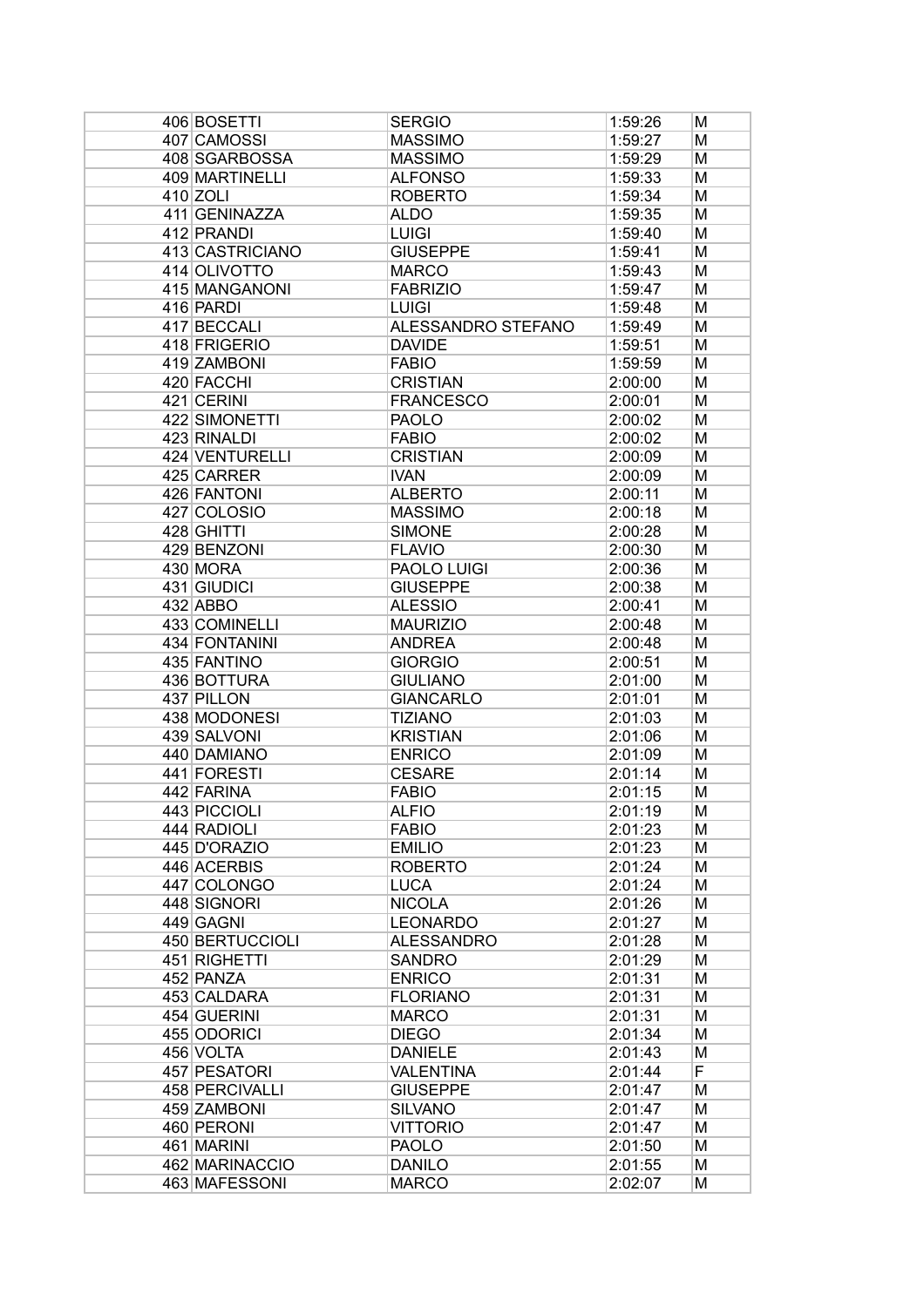| | | | | |
|---|---|---|---|---|
| 406 | BOSETTI | SERGIO | 1:59:26 | M |
| 407 | CAMOSSI | MASSIMO | 1:59:27 | M |
| 408 | SGARBOSSA | MASSIMO | 1:59:29 | M |
| 409 | MARTINELLI | ALFONSO | 1:59:33 | M |
| 410 | ZOLI | ROBERTO | 1:59:34 | M |
| 411 | GENINAZZA | ALDO | 1:59:35 | M |
| 412 | PRANDI | LUIGI | 1:59:40 | M |
| 413 | CASTRICIANO | GIUSEPPE | 1:59:41 | M |
| 414 | OLIVOTTO | MARCO | 1:59:43 | M |
| 415 | MANGANONI | FABRIZIO | 1:59:47 | M |
| 416 | PARDI | LUIGI | 1:59:48 | M |
| 417 | BECCALI | ALESSANDRO STEFANO | 1:59:49 | M |
| 418 | FRIGERIO | DAVIDE | 1:59:51 | M |
| 419 | ZAMBONI | FABIO | 1:59:59 | M |
| 420 | FACCHI | CRISTIAN | 2:00:00 | M |
| 421 | CERINI | FRANCESCO | 2:00:01 | M |
| 422 | SIMONETTI | PAOLO | 2:00:02 | M |
| 423 | RINALDI | FABIO | 2:00:02 | M |
| 424 | VENTURELLI | CRISTIAN | 2:00:09 | M |
| 425 | CARRER | IVAN | 2:00:09 | M |
| 426 | FANTONI | ALBERTO | 2:00:11 | M |
| 427 | COLOSIO | MASSIMO | 2:00:18 | M |
| 428 | GHITTI | SIMONE | 2:00:28 | M |
| 429 | BENZONI | FLAVIO | 2:00:30 | M |
| 430 | MORA | PAOLO LUIGI | 2:00:36 | M |
| 431 | GIUDICI | GIUSEPPE | 2:00:38 | M |
| 432 | ABBO | ALESSIO | 2:00:41 | M |
| 433 | COMINELLI | MAURIZIO | 2:00:48 | M |
| 434 | FONTANINI | ANDREA | 2:00:48 | M |
| 435 | FANTINO | GIORGIO | 2:00:51 | M |
| 436 | BOTTURA | GIULIANO | 2:01:00 | M |
| 437 | PILLON | GIANCARLO | 2:01:01 | M |
| 438 | MODONESI | TIZIANO | 2:01:03 | M |
| 439 | SALVONI | KRISTIAN | 2:01:06 | M |
| 440 | DAMIANO | ENRICO | 2:01:09 | M |
| 441 | FORESTI | CESARE | 2:01:14 | M |
| 442 | FARINA | FABIO | 2:01:15 | M |
| 443 | PICCIOLI | ALFIO | 2:01:19 | M |
| 444 | RADIOLI | FABIO | 2:01:23 | M |
| 445 | D'ORAZIO | EMILIO | 2:01:23 | M |
| 446 | ACERBIS | ROBERTO | 2:01:24 | M |
| 447 | COLONGO | LUCA | 2:01:24 | M |
| 448 | SIGNORI | NICOLA | 2:01:26 | M |
| 449 | GAGNI | LEONARDO | 2:01:27 | M |
| 450 | BERTUCCIOLI | ALESSANDRO | 2:01:28 | M |
| 451 | RIGHETTI | SANDRO | 2:01:29 | M |
| 452 | PANZA | ENRICO | 2:01:31 | M |
| 453 | CALDARA | FLORIANO | 2:01:31 | M |
| 454 | GUERINI | MARCO | 2:01:31 | M |
| 455 | ODORICI | DIEGO | 2:01:34 | M |
| 456 | VOLTA | DANIELE | 2:01:43 | M |
| 457 | PESATORI | VALENTINA | 2:01:44 | F |
| 458 | PERCIVALLI | GIUSEPPE | 2:01:47 | M |
| 459 | ZAMBONI | SILVANO | 2:01:47 | M |
| 460 | PERONI | VITTORIO | 2:01:47 | M |
| 461 | MARINI | PAOLO | 2:01:50 | M |
| 462 | MARINACCIO | DANILO | 2:01:55 | M |
| 463 | MAFESSONI | MARCO | 2:02:07 | M |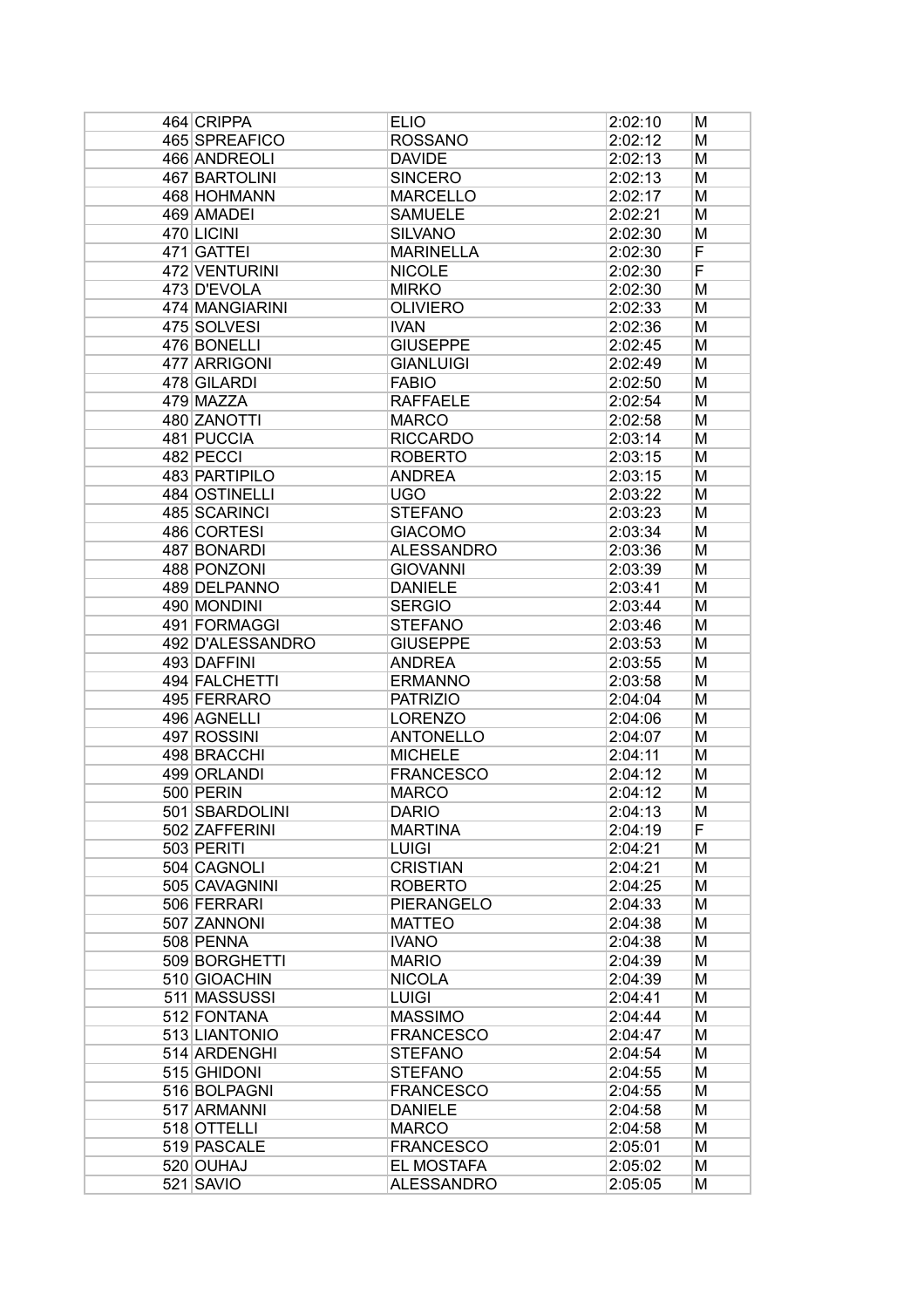| | | | | |
|---|---|---|---|---|
| 464 | CRIPPA | ELIO | 2:02:10 | M |
| 465 | SPREAFICO | ROSSANO | 2:02:12 | M |
| 466 | ANDREOLI | DAVIDE | 2:02:13 | M |
| 467 | BARTOLINI | SINCERO | 2:02:13 | M |
| 468 | HOHMANN | MARCELLO | 2:02:17 | M |
| 469 | AMADEI | SAMUELE | 2:02:21 | M |
| 470 | LICINI | SILVANO | 2:02:30 | M |
| 471 | GATTEI | MARINELLA | 2:02:30 | F |
| 472 | VENTURINI | NICOLE | 2:02:30 | F |
| 473 | D'EVOLA | MIRKO | 2:02:30 | M |
| 474 | MANGIARINI | OLIVIERO | 2:02:33 | M |
| 475 | SOLVESI | IVAN | 2:02:36 | M |
| 476 | BONELLI | GIUSEPPE | 2:02:45 | M |
| 477 | ARRIGONI | GIANLUIGI | 2:02:49 | M |
| 478 | GILARDI | FABIO | 2:02:50 | M |
| 479 | MAZZA | RAFFAELE | 2:02:54 | M |
| 480 | ZANOTTI | MARCO | 2:02:58 | M |
| 481 | PUCCIA | RICCARDO | 2:03:14 | M |
| 482 | PECCI | ROBERTO | 2:03:15 | M |
| 483 | PARTIPILO | ANDREA | 2:03:15 | M |
| 484 | OSTINELLI | UGO | 2:03:22 | M |
| 485 | SCARINCI | STEFANO | 2:03:23 | M |
| 486 | CORTESI | GIACOMO | 2:03:34 | M |
| 487 | BONARDI | ALESSANDRO | 2:03:36 | M |
| 488 | PONZONI | GIOVANNI | 2:03:39 | M |
| 489 | DELPANNO | DANIELE | 2:03:41 | M |
| 490 | MONDINI | SERGIO | 2:03:44 | M |
| 491 | FORMAGGI | STEFANO | 2:03:46 | M |
| 492 | D'ALESSANDRO | GIUSEPPE | 2:03:53 | M |
| 493 | DAFFINI | ANDREA | 2:03:55 | M |
| 494 | FALCHETTI | ERMANNO | 2:03:58 | M |
| 495 | FERRARO | PATRIZIO | 2:04:04 | M |
| 496 | AGNELLI | LORENZO | 2:04:06 | M |
| 497 | ROSSINI | ANTONELLO | 2:04:07 | M |
| 498 | BRACCHI | MICHELE | 2:04:11 | M |
| 499 | ORLANDI | FRANCESCO | 2:04:12 | M |
| 500 | PERIN | MARCO | 2:04:12 | M |
| 501 | SBARDOLINI | DARIO | 2:04:13 | M |
| 502 | ZAFFERINI | MARTINA | 2:04:19 | F |
| 503 | PERITI | LUIGI | 2:04:21 | M |
| 504 | CAGNOLI | CRISTIAN | 2:04:21 | M |
| 505 | CAVAGNINI | ROBERTO | 2:04:25 | M |
| 506 | FERRARI | PIERANGELO | 2:04:33 | M |
| 507 | ZANNONI | MATTEO | 2:04:38 | M |
| 508 | PENNA | IVANO | 2:04:38 | M |
| 509 | BORGHETTI | MARIO | 2:04:39 | M |
| 510 | GIOACHIN | NICOLA | 2:04:39 | M |
| 511 | MASSUSSI | LUIGI | 2:04:41 | M |
| 512 | FONTANA | MASSIMO | 2:04:44 | M |
| 513 | LIANTONIO | FRANCESCO | 2:04:47 | M |
| 514 | ARDENGHI | STEFANO | 2:04:54 | M |
| 515 | GHIDONI | STEFANO | 2:04:55 | M |
| 516 | BOLPAGNI | FRANCESCO | 2:04:55 | M |
| 517 | ARMANNI | DANIELE | 2:04:58 | M |
| 518 | OTTELLI | MARCO | 2:04:58 | M |
| 519 | PASCALE | FRANCESCO | 2:05:01 | M |
| 520 | OUHAJ | EL MOSTAFA | 2:05:02 | M |
| 521 | SAVIO | ALESSANDRO | 2:05:05 | M |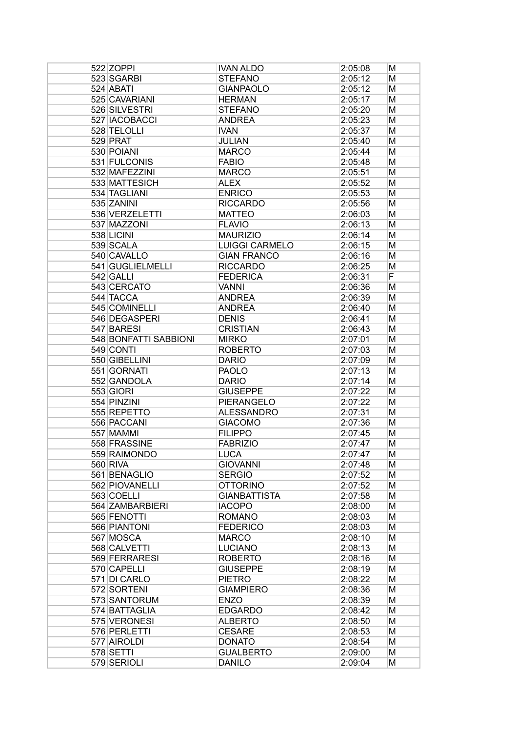| | | | | |
|---|---|---|---|---|
| 522 | ZOPPI | IVAN ALDO | 2:05:08 | M |
| 523 | SGARBI | STEFANO | 2:05:12 | M |
| 524 | ABATI | GIANPAOLO | 2:05:12 | M |
| 525 | CAVARIANI | HERMAN | 2:05:17 | M |
| 526 | SILVESTRI | STEFANO | 2:05:20 | M |
| 527 | IACOBACCI | ANDREA | 2:05:23 | M |
| 528 | TELOLLI | IVAN | 2:05:37 | M |
| 529 | PRAT | JULIAN | 2:05:40 | M |
| 530 | POIANI | MARCO | 2:05:44 | M |
| 531 | FULCONIS | FABIO | 2:05:48 | M |
| 532 | MAFEZZINI | MARCO | 2:05:51 | M |
| 533 | MATTESICH | ALEX | 2:05:52 | M |
| 534 | TAGLIANI | ENRICO | 2:05:53 | M |
| 535 | ZANINI | RICCARDO | 2:05:56 | M |
| 536 | VERZELETTI | MATTEO | 2:06:03 | M |
| 537 | MAZZONI | FLAVIO | 2:06:13 | M |
| 538 | LICINI | MAURIZIO | 2:06:14 | M |
| 539 | SCALA | LUIGGI CARMELO | 2:06:15 | M |
| 540 | CAVALLO | GIAN FRANCO | 2:06:16 | M |
| 541 | GUGLIELMELLI | RICCARDO | 2:06:25 | M |
| 542 | GALLI | FEDERICA | 2:06:31 | F |
| 543 | CERCATO | VANNI | 2:06:36 | M |
| 544 | TACCA | ANDREA | 2:06:39 | M |
| 545 | COMINELLI | ANDREA | 2:06:40 | M |
| 546 | DEGASPERI | DENIS | 2:06:41 | M |
| 547 | BARESI | CRISTIAN | 2:06:43 | M |
| 548 | BONFATTI SABBIONI | MIRKO | 2:07:01 | M |
| 549 | CONTI | ROBERTO | 2:07:03 | M |
| 550 | GIBELLINI | DARIO | 2:07:09 | M |
| 551 | GORNATI | PAOLO | 2:07:13 | M |
| 552 | GANDOLA | DARIO | 2:07:14 | M |
| 553 | GIORI | GIUSEPPE | 2:07:22 | M |
| 554 | PINZINI | PIERANGELO | 2:07:22 | M |
| 555 | REPETTO | ALESSANDRO | 2:07:31 | M |
| 556 | PACCANI | GIACOMO | 2:07:36 | M |
| 557 | MAMMI | FILIPPO | 2:07:45 | M |
| 558 | FRASSINE | FABRIZIO | 2:07:47 | M |
| 559 | RAIMONDO | LUCA | 2:07:47 | M |
| 560 | RIVA | GIOVANNI | 2:07:48 | M |
| 561 | BENAGLIO | SERGIO | 2:07:52 | M |
| 562 | PIOVANELLI | OTTORINO | 2:07:52 | M |
| 563 | COELLI | GIANBATTISTA | 2:07:58 | M |
| 564 | ZAMBARBIERI | IACOPO | 2:08:00 | M |
| 565 | FENOTTI | ROMANO | 2:08:03 | M |
| 566 | PIANTONI | FEDERICO | 2:08:03 | M |
| 567 | MOSCA | MARCO | 2:08:10 | M |
| 568 | CALVETTI | LUCIANO | 2:08:13 | M |
| 569 | FERRARESI | ROBERTO | 2:08:16 | M |
| 570 | CAPELLI | GIUSEPPE | 2:08:19 | M |
| 571 | DI CARLO | PIETRO | 2:08:22 | M |
| 572 | SORTENI | GIAMPIERO | 2:08:36 | M |
| 573 | SANTORUM | ENZO | 2:08:39 | M |
| 574 | BATTAGLIA | EDGARDO | 2:08:42 | M |
| 575 | VERONESI | ALBERTO | 2:08:50 | M |
| 576 | PERLETTI | CESARE | 2:08:53 | M |
| 577 | AIROLDI | DONATO | 2:08:54 | M |
| 578 | SETTI | GUALBERTO | 2:09:00 | M |
| 579 | SERIOLI | DANILO | 2:09:04 | M |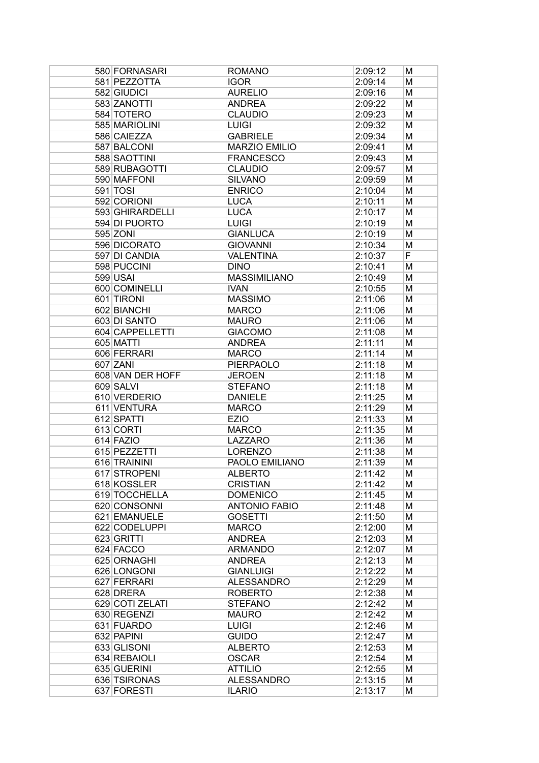| | | | | |
|---|---|---|---|---|
| 580 | FORNASARI | ROMANO | 2:09:12 | M |
| 581 | PEZZOTTA | IGOR | 2:09:14 | M |
| 582 | GIUDICI | AURELIO | 2:09:16 | M |
| 583 | ZANOTTI | ANDREA | 2:09:22 | M |
| 584 | TOTERO | CLAUDIO | 2:09:23 | M |
| 585 | MARIOLINI | LUIGI | 2:09:32 | M |
| 586 | CAIEZZA | GABRIELE | 2:09:34 | M |
| 587 | BALCONI | MARZIO EMILIO | 2:09:41 | M |
| 588 | SAOTTINI | FRANCESCO | 2:09:43 | M |
| 589 | RUBAGOTTI | CLAUDIO | 2:09:57 | M |
| 590 | MAFFONI | SILVANO | 2:09:59 | M |
| 591 | TOSI | ENRICO | 2:10:04 | M |
| 592 | CORIONI | LUCA | 2:10:11 | M |
| 593 | GHIRARDELLI | LUCA | 2:10:17 | M |
| 594 | DI PUORTO | LUIGI | 2:10:19 | M |
| 595 | ZONI | GIANLUCA | 2:10:19 | M |
| 596 | DICORATO | GIOVANNI | 2:10:34 | M |
| 597 | DI CANDIA | VALENTINA | 2:10:37 | F |
| 598 | PUCCINI | DINO | 2:10:41 | M |
| 599 | USAI | MASSIMILIANO | 2:10:49 | M |
| 600 | COMINELLI | IVAN | 2:10:55 | M |
| 601 | TIRONI | MASSIMO | 2:11:06 | M |
| 602 | BIANCHI | MARCO | 2:11:06 | M |
| 603 | DI SANTO | MAURO | 2:11:06 | M |
| 604 | CAPPELLETTI | GIACOMO | 2:11:08 | M |
| 605 | MATTI | ANDREA | 2:11:11 | M |
| 606 | FERRARI | MARCO | 2:11:14 | M |
| 607 | ZANI | PIERPAOLO | 2:11:18 | M |
| 608 | VAN DER HOFF | JEROEN | 2:11:18 | M |
| 609 | SALVI | STEFANO | 2:11:18 | M |
| 610 | VERDERIO | DANIELE | 2:11:25 | M |
| 611 | VENTURA | MARCO | 2:11:29 | M |
| 612 | SPATTI | EZIO | 2:11:33 | M |
| 613 | CORTI | MARCO | 2:11:35 | M |
| 614 | FAZIO | LAZZARO | 2:11:36 | M |
| 615 | PEZZETTI | LORENZO | 2:11:38 | M |
| 616 | TRAININI | PAOLO EMILIANO | 2:11:39 | M |
| 617 | STROPENI | ALBERTO | 2:11:42 | M |
| 618 | KOSSLER | CRISTIAN | 2:11:42 | M |
| 619 | TOCCHELLA | DOMENICO | 2:11:45 | M |
| 620 | CONSONNI | ANTONIO FABIO | 2:11:48 | M |
| 621 | EMANUELE | GOSETTI | 2:11:50 | M |
| 622 | CODELUPPI | MARCO | 2:12:00 | M |
| 623 | GRITTI | ANDREA | 2:12:03 | M |
| 624 | FACCO | ARMANDO | 2:12:07 | M |
| 625 | ORNAGHI | ANDREA | 2:12:13 | M |
| 626 | LONGONI | GIANLUIGI | 2:12:22 | M |
| 627 | FERRARI | ALESSANDRO | 2:12:29 | M |
| 628 | DRERA | ROBERTO | 2:12:38 | M |
| 629 | COTI ZELATI | STEFANO | 2:12:42 | M |
| 630 | REGENZI | MAURO | 2:12:42 | M |
| 631 | FUARDO | LUIGI | 2:12:46 | M |
| 632 | PAPINI | GUIDO | 2:12:47 | M |
| 633 | GLISONI | ALBERTO | 2:12:53 | M |
| 634 | REBAIOLI | OSCAR | 2:12:54 | M |
| 635 | GUERINI | ATTILIO | 2:12:55 | M |
| 636 | TSIRONAS | ALESSANDRO | 2:13:15 | M |
| 637 | FORESTI | ILARIO | 2:13:17 | M |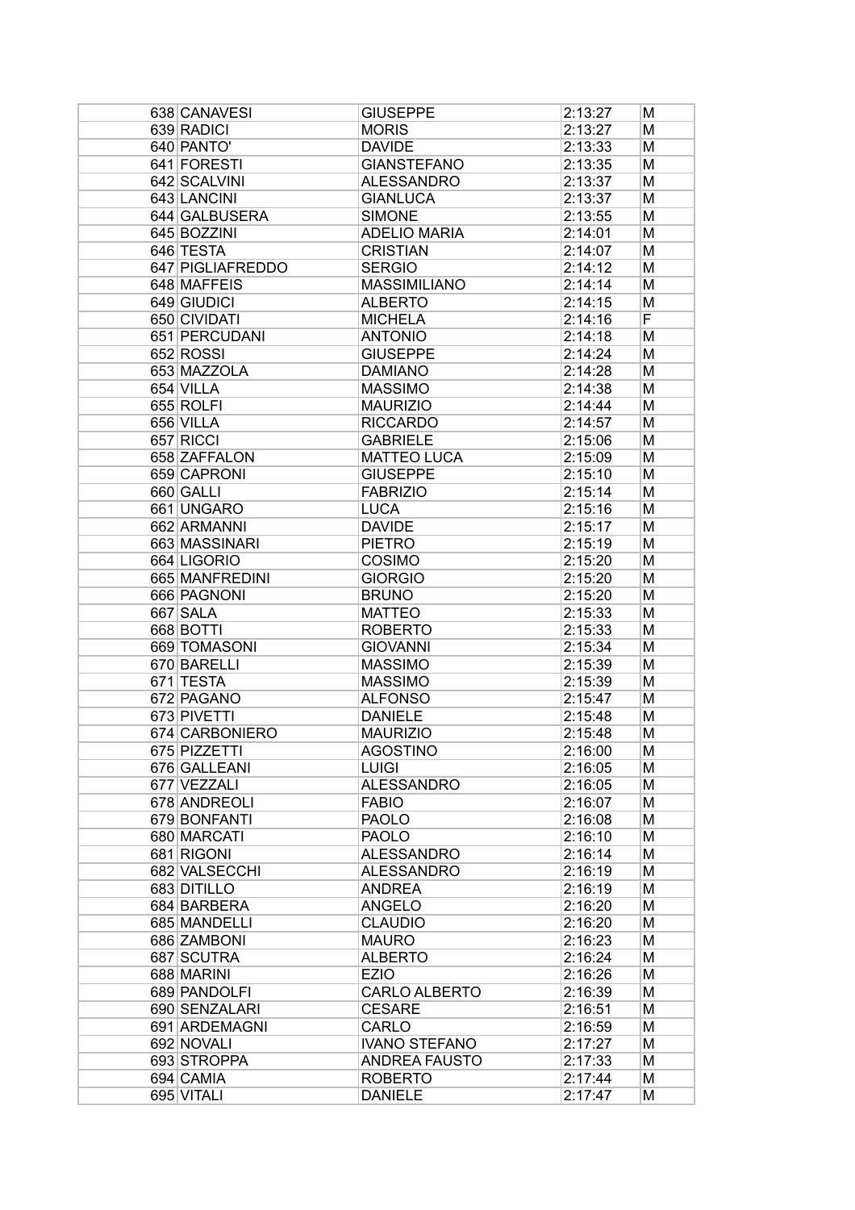| | | | | |
|---|---|---|---|---|
| 638 | CANAVESI | GIUSEPPE | 2:13:27 | M |
| 639 | RADICI | MORIS | 2:13:27 | M |
| 640 | PANTO' | DAVIDE | 2:13:33 | M |
| 641 | FORESTI | GIANSTEFANO | 2:13:35 | M |
| 642 | SCALVINI | ALESSANDRO | 2:13:37 | M |
| 643 | LANCINI | GIANLUCA | 2:13:37 | M |
| 644 | GALBUSERA | SIMONE | 2:13:55 | M |
| 645 | BOZZINI | ADELIO MARIA | 2:14:01 | M |
| 646 | TESTA | CRISTIAN | 2:14:07 | M |
| 647 | PIGLIAFREDDO | SERGIO | 2:14:12 | M |
| 648 | MAFFEIS | MASSIMILIANO | 2:14:14 | M |
| 649 | GIUDICI | ALBERTO | 2:14:15 | M |
| 650 | CIVIDATI | MICHELA | 2:14:16 | F |
| 651 | PERCUDANI | ANTONIO | 2:14:18 | M |
| 652 | ROSSI | GIUSEPPE | 2:14:24 | M |
| 653 | MAZZOLA | DAMIANO | 2:14:28 | M |
| 654 | VILLA | MASSIMO | 2:14:38 | M |
| 655 | ROLFI | MAURIZIO | 2:14:44 | M |
| 656 | VILLA | RICCARDO | 2:14:57 | M |
| 657 | RICCI | GABRIELE | 2:15:06 | M |
| 658 | ZAFFALON | MATTEO LUCA | 2:15:09 | M |
| 659 | CAPRONI | GIUSEPPE | 2:15:10 | M |
| 660 | GALLI | FABRIZIO | 2:15:14 | M |
| 661 | UNGARO | LUCA | 2:15:16 | M |
| 662 | ARMANNI | DAVIDE | 2:15:17 | M |
| 663 | MASSINARI | PIETRO | 2:15:19 | M |
| 664 | LIGORIO | COSIMO | 2:15:20 | M |
| 665 | MANFREDINI | GIORGIO | 2:15:20 | M |
| 666 | PAGNONI | BRUNO | 2:15:20 | M |
| 667 | SALA | MATTEO | 2:15:33 | M |
| 668 | BOTTI | ROBERTO | 2:15:33 | M |
| 669 | TOMASONI | GIOVANNI | 2:15:34 | M |
| 670 | BARELLI | MASSIMO | 2:15:39 | M |
| 671 | TESTA | MASSIMO | 2:15:39 | M |
| 672 | PAGANO | ALFONSO | 2:15:47 | M |
| 673 | PIVETTI | DANIELE | 2:15:48 | M |
| 674 | CARBONIERO | MAURIZIO | 2:15:48 | M |
| 675 | PIZZETTI | AGOSTINO | 2:16:00 | M |
| 676 | GALLEANI | LUIGI | 2:16:05 | M |
| 677 | VEZZALI | ALESSANDRO | 2:16:05 | M |
| 678 | ANDREOLI | FABIO | 2:16:07 | M |
| 679 | BONFANTI | PAOLO | 2:16:08 | M |
| 680 | MARCATI | PAOLO | 2:16:10 | M |
| 681 | RIGONI | ALESSANDRO | 2:16:14 | M |
| 682 | VALSECCHI | ALESSANDRO | 2:16:19 | M |
| 683 | DITILLO | ANDREA | 2:16:19 | M |
| 684 | BARBERA | ANGELO | 2:16:20 | M |
| 685 | MANDELLI | CLAUDIO | 2:16:20 | M |
| 686 | ZAMBONI | MAURO | 2:16:23 | M |
| 687 | SCUTRA | ALBERTO | 2:16:24 | M |
| 688 | MARINI | EZIO | 2:16:26 | M |
| 689 | PANDOLFI | CARLO ALBERTO | 2:16:39 | M |
| 690 | SENZALARI | CESARE | 2:16:51 | M |
| 691 | ARDEMAGNI | CARLO | 2:16:59 | M |
| 692 | NOVALI | IVANO STEFANO | 2:17:27 | M |
| 693 | STROPPA | ANDREA FAUSTO | 2:17:33 | M |
| 694 | CAMIA | ROBERTO | 2:17:44 | M |
| 695 | VITALI | DANIELE | 2:17:47 | M |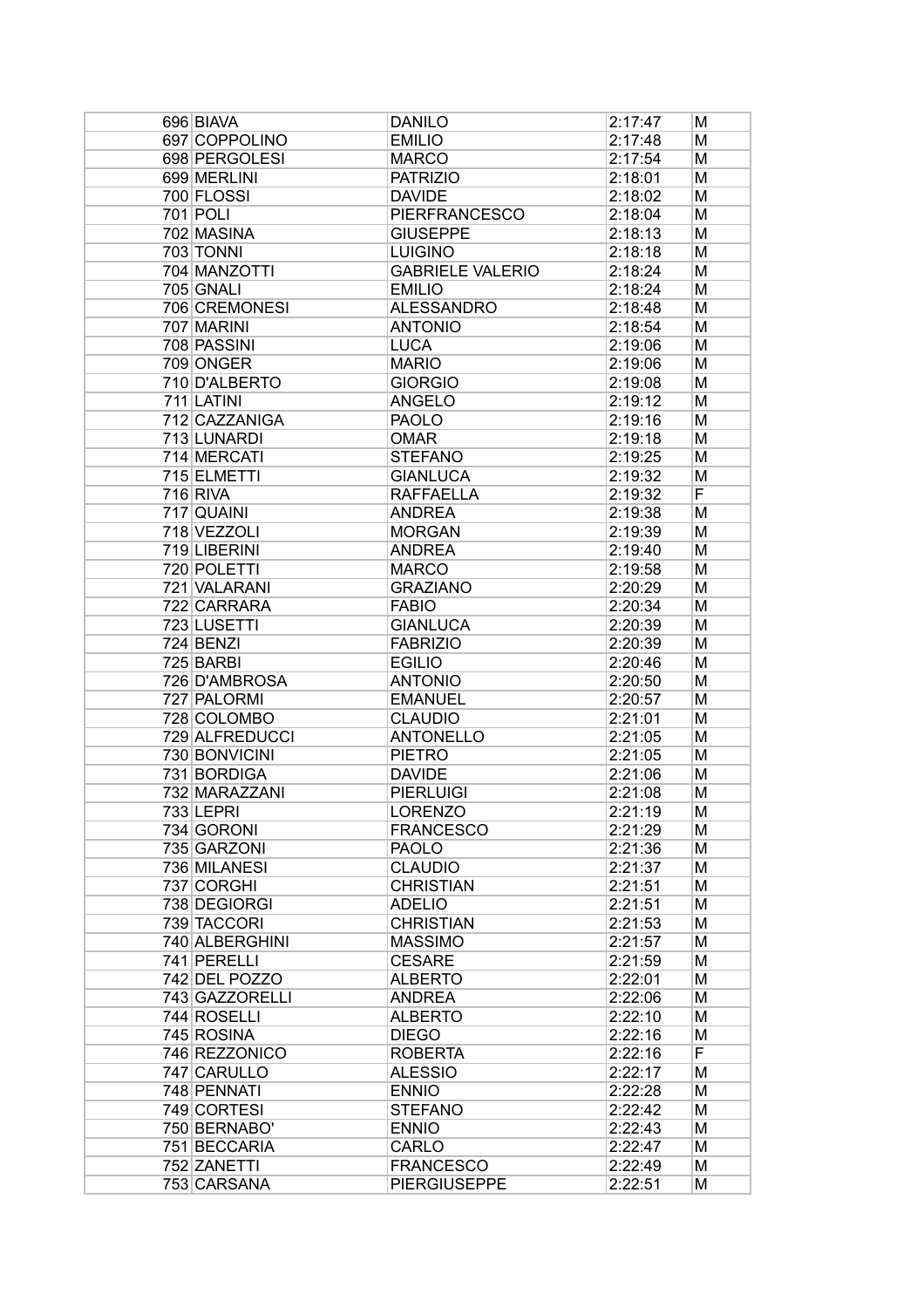| | | | | |
|---|---|---|---|---|
| 696 | BIAVA | DANILO | 2:17:47 | M |
| 697 | COPPOLINO | EMILIO | 2:17:48 | M |
| 698 | PERGOLESI | MARCO | 2:17:54 | M |
| 699 | MERLINI | PATRIZIO | 2:18:01 | M |
| 700 | FLOSSI | DAVIDE | 2:18:02 | M |
| 701 | POLI | PIERFRANCESCO | 2:18:04 | M |
| 702 | MASINA | GIUSEPPE | 2:18:13 | M |
| 703 | TONNI | LUIGINO | 2:18:18 | M |
| 704 | MANZOTTI | GABRIELE VALERIO | 2:18:24 | M |
| 705 | GNALI | EMILIO | 2:18:24 | M |
| 706 | CREMONESI | ALESSANDRO | 2:18:48 | M |
| 707 | MARINI | ANTONIO | 2:18:54 | M |
| 708 | PASSINI | LUCA | 2:19:06 | M |
| 709 | ONGER | MARIO | 2:19:06 | M |
| 710 | D'ALBERTO | GIORGIO | 2:19:08 | M |
| 711 | LATINI | ANGELO | 2:19:12 | M |
| 712 | CAZZANIGA | PAOLO | 2:19:16 | M |
| 713 | LUNARDI | OMAR | 2:19:18 | M |
| 714 | MERCATI | STEFANO | 2:19:25 | M |
| 715 | ELMETTI | GIANLUCA | 2:19:32 | M |
| 716 | RIVA | RAFFAELLA | 2:19:32 | F |
| 717 | QUAINI | ANDREA | 2:19:38 | M |
| 718 | VEZZOLI | MORGAN | 2:19:39 | M |
| 719 | LIBERINI | ANDREA | 2:19:40 | M |
| 720 | POLETTI | MARCO | 2:19:58 | M |
| 721 | VALARANI | GRAZIANO | 2:20:29 | M |
| 722 | CARRARA | FABIO | 2:20:34 | M |
| 723 | LUSETTI | GIANLUCA | 2:20:39 | M |
| 724 | BENZI | FABRIZIO | 2:20:39 | M |
| 725 | BARBI | EGILIO | 2:20:46 | M |
| 726 | D'AMBROSA | ANTONIO | 2:20:50 | M |
| 727 | PALORMI | EMANUEL | 2:20:57 | M |
| 728 | COLOMBO | CLAUDIO | 2:21:01 | M |
| 729 | ALFREDUCCI | ANTONELLO | 2:21:05 | M |
| 730 | BONVICINI | PIETRO | 2:21:05 | M |
| 731 | BORDIGA | DAVIDE | 2:21:06 | M |
| 732 | MARAZZANI | PIERLUIGI | 2:21:08 | M |
| 733 | LEPRI | LORENZO | 2:21:19 | M |
| 734 | GORONI | FRANCESCO | 2:21:29 | M |
| 735 | GARZONI | PAOLO | 2:21:36 | M |
| 736 | MILANESI | CLAUDIO | 2:21:37 | M |
| 737 | CORGHI | CHRISTIAN | 2:21:51 | M |
| 738 | DEGIORGI | ADELIO | 2:21:51 | M |
| 739 | TACCORI | CHRISTIAN | 2:21:53 | M |
| 740 | ALBERGHINI | MASSIMO | 2:21:57 | M |
| 741 | PERELLI | CESARE | 2:21:59 | M |
| 742 | DEL POZZO | ALBERTO | 2:22:01 | M |
| 743 | GAZZORELLI | ANDREA | 2:22:06 | M |
| 744 | ROSELLI | ALBERTO | 2:22:10 | M |
| 745 | ROSINA | DIEGO | 2:22:16 | M |
| 746 | REZZONICO | ROBERTA | 2:22:16 | F |
| 747 | CARULLO | ALESSIO | 2:22:17 | M |
| 748 | PENNATI | ENNIO | 2:22:28 | M |
| 749 | CORTESI | STEFANO | 2:22:42 | M |
| 750 | BERNABO' | ENNIO | 2:22:43 | M |
| 751 | BECCARIA | CARLO | 2:22:47 | M |
| 752 | ZANETTI | FRANCESCO | 2:22:49 | M |
| 753 | CARSANA | PIERGIUSEPPE | 2:22:51 | M |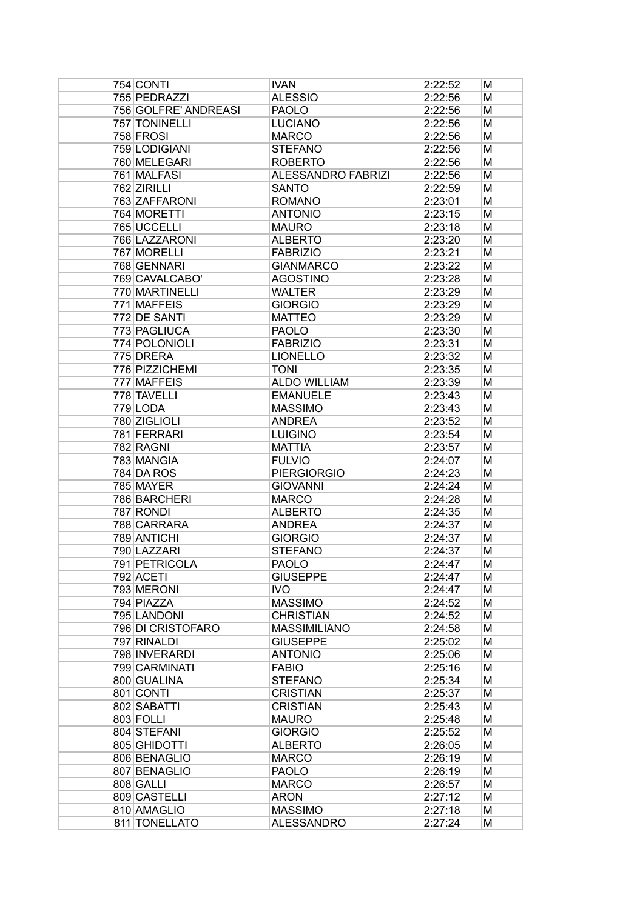| | | | | |
|---|---|---|---|---|
| 754 | CONTI | IVAN | 2:22:52 | M |
| 755 | PEDRAZZI | ALESSIO | 2:22:56 | M |
| 756 | GOLFRE' ANDREASI | PAOLO | 2:22:56 | M |
| 757 | TONINELLI | LUCIANO | 2:22:56 | M |
| 758 | FROSI | MARCO | 2:22:56 | M |
| 759 | LODIGIANI | STEFANO | 2:22:56 | M |
| 760 | MELEGARI | ROBERTO | 2:22:56 | M |
| 761 | MALFASI | ALESSANDRO FABRIZI | 2:22:56 | M |
| 762 | ZIRILLI | SANTO | 2:22:59 | M |
| 763 | ZAFFARONI | ROMANO | 2:23:01 | M |
| 764 | MORETTI | ANTONIO | 2:23:15 | M |
| 765 | UCCELLI | MAURO | 2:23:18 | M |
| 766 | LAZZARONI | ALBERTO | 2:23:20 | M |
| 767 | MORELLI | FABRIZIO | 2:23:21 | M |
| 768 | GENNARI | GIANMARCO | 2:23:22 | M |
| 769 | CAVALCABO' | AGOSTINO | 2:23:28 | M |
| 770 | MARTINELLI | WALTER | 2:23:29 | M |
| 771 | MAFFEIS | GIORGIO | 2:23:29 | M |
| 772 | DE SANTI | MATTEO | 2:23:29 | M |
| 773 | PAGLIUCA | PAOLO | 2:23:30 | M |
| 774 | POLONIOLI | FABRIZIO | 2:23:31 | M |
| 775 | DRERA | LIONELLO | 2:23:32 | M |
| 776 | PIZZICHEMI | TONI | 2:23:35 | M |
| 777 | MAFFEIS | ALDO WILLIAM | 2:23:39 | M |
| 778 | TAVELLI | EMANUELE | 2:23:43 | M |
| 779 | LODA | MASSIMO | 2:23:43 | M |
| 780 | ZIGLIOLI | ANDREA | 2:23:52 | M |
| 781 | FERRARI | LUIGINO | 2:23:54 | M |
| 782 | RAGNI | MATTIA | 2:23:57 | M |
| 783 | MANGIA | FULVIO | 2:24:07 | M |
| 784 | DA ROS | PIERGIORGIO | 2:24:23 | M |
| 785 | MAYER | GIOVANNI | 2:24:24 | M |
| 786 | BARCHERI | MARCO | 2:24:28 | M |
| 787 | RONDI | ALBERTO | 2:24:35 | M |
| 788 | CARRARA | ANDREA | 2:24:37 | M |
| 789 | ANTICHI | GIORGIO | 2:24:37 | M |
| 790 | LAZZARI | STEFANO | 2:24:37 | M |
| 791 | PETRICOLA | PAOLO | 2:24:47 | M |
| 792 | ACETI | GIUSEPPE | 2:24:47 | M |
| 793 | MERONI | IVO | 2:24:47 | M |
| 794 | PIAZZA | MASSIMO | 2:24:52 | M |
| 795 | LANDONI | CHRISTIAN | 2:24:52 | M |
| 796 | DI CRISTOFARO | MASSIMILIANO | 2:24:58 | M |
| 797 | RINALDI | GIUSEPPE | 2:25:02 | M |
| 798 | INVERARDI | ANTONIO | 2:25:06 | M |
| 799 | CARMINATI | FABIO | 2:25:16 | M |
| 800 | GUALINA | STEFANO | 2:25:34 | M |
| 801 | CONTI | CRISTIAN | 2:25:37 | M |
| 802 | SABATTI | CRISTIAN | 2:25:43 | M |
| 803 | FOLLI | MAURO | 2:25:48 | M |
| 804 | STEFANI | GIORGIO | 2:25:52 | M |
| 805 | GHIDOTTI | ALBERTO | 2:26:05 | M |
| 806 | BENAGLIO | MARCO | 2:26:19 | M |
| 807 | BENAGLIO | PAOLO | 2:26:19 | M |
| 808 | GALLI | MARCO | 2:26:57 | M |
| 809 | CASTELLI | ARON | 2:27:12 | M |
| 810 | AMAGLIO | MASSIMO | 2:27:18 | M |
| 811 | TONELLATO | ALESSANDRO | 2:27:24 | M |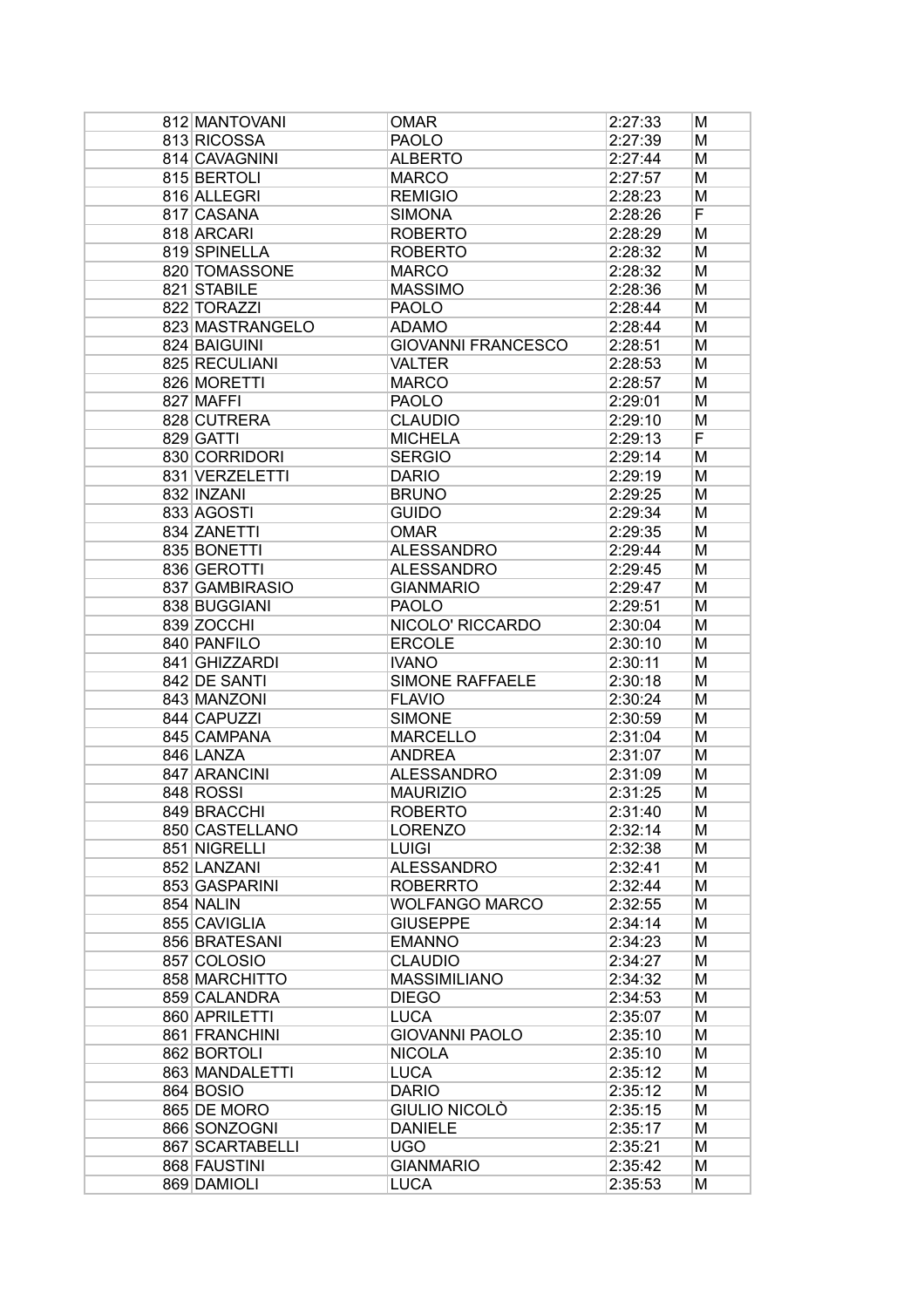| | | | | |
|---|---|---|---|---|
| 812 | MANTOVANI | OMAR | 2:27:33 | M |
| 813 | RICOSSA | PAOLO | 2:27:39 | M |
| 814 | CAVAGNINI | ALBERTO | 2:27:44 | M |
| 815 | BERTOLI | MARCO | 2:27:57 | M |
| 816 | ALLEGRI | REMIGIO | 2:28:23 | M |
| 817 | CASANA | SIMONA | 2:28:26 | F |
| 818 | ARCARI | ROBERTO | 2:28:29 | M |
| 819 | SPINELLA | ROBERTO | 2:28:32 | M |
| 820 | TOMASSONE | MARCO | 2:28:32 | M |
| 821 | STABILE | MASSIMO | 2:28:36 | M |
| 822 | TORAZZI | PAOLO | 2:28:44 | M |
| 823 | MASTRANGELO | ADAMO | 2:28:44 | M |
| 824 | BAIGUINI | GIOVANNI FRANCESCO | 2:28:51 | M |
| 825 | RECULIANI | VALTER | 2:28:53 | M |
| 826 | MORETTI | MARCO | 2:28:57 | M |
| 827 | MAFFI | PAOLO | 2:29:01 | M |
| 828 | CUTRERA | CLAUDIO | 2:29:10 | M |
| 829 | GATTI | MICHELA | 2:29:13 | F |
| 830 | CORRIDORI | SERGIO | 2:29:14 | M |
| 831 | VERZELETTI | DARIO | 2:29:19 | M |
| 832 | INZANI | BRUNO | 2:29:25 | M |
| 833 | AGOSTI | GUIDO | 2:29:34 | M |
| 834 | ZANETTI | OMAR | 2:29:35 | M |
| 835 | BONETTI | ALESSANDRO | 2:29:44 | M |
| 836 | GEROTTI | ALESSANDRO | 2:29:45 | M |
| 837 | GAMBIRASIO | GIANMARIO | 2:29:47 | M |
| 838 | BUGGIANI | PAOLO | 2:29:51 | M |
| 839 | ZOCCHI | NICOLO' RICCARDO | 2:30:04 | M |
| 840 | PANFILO | ERCOLE | 2:30:10 | M |
| 841 | GHIZZARDI | IVANO | 2:30:11 | M |
| 842 | DE SANTI | SIMONE RAFFAELE | 2:30:18 | M |
| 843 | MANZONI | FLAVIO | 2:30:24 | M |
| 844 | CAPUZZI | SIMONE | 2:30:59 | M |
| 845 | CAMPANA | MARCELLO | 2:31:04 | M |
| 846 | LANZA | ANDREA | 2:31:07 | M |
| 847 | ARANCINI | ALESSANDRO | 2:31:09 | M |
| 848 | ROSSI | MAURIZIO | 2:31:25 | M |
| 849 | BRACCHI | ROBERTO | 2:31:40 | M |
| 850 | CASTELLANO | LORENZO | 2:32:14 | M |
| 851 | NIGRELLI | LUIGI | 2:32:38 | M |
| 852 | LANZANI | ALESSANDRO | 2:32:41 | M |
| 853 | GASPARINI | ROBERRTO | 2:32:44 | M |
| 854 | NALIN | WOLFANGO MARCO | 2:32:55 | M |
| 855 | CAVIGLIA | GIUSEPPE | 2:34:14 | M |
| 856 | BRATESANI | EMANNO | 2:34:23 | M |
| 857 | COLOSIO | CLAUDIO | 2:34:27 | M |
| 858 | MARCHITTO | MASSIMILIANO | 2:34:32 | M |
| 859 | CALANDRA | DIEGO | 2:34:53 | M |
| 860 | APRILETTI | LUCA | 2:35:07 | M |
| 861 | FRANCHINI | GIOVANNI PAOLO | 2:35:10 | M |
| 862 | BORTOLI | NICOLA | 2:35:10 | M |
| 863 | MANDALETTI | LUCA | 2:35:12 | M |
| 864 | BOSIO | DARIO | 2:35:12 | M |
| 865 | DE MORO | GIULIO NICOLÒ | 2:35:15 | M |
| 866 | SONZOGNI | DANIELE | 2:35:17 | M |
| 867 | SCARTABELLI | UGO | 2:35:21 | M |
| 868 | FAUSTINI | GIANMARIO | 2:35:42 | M |
| 869 | DAMIOLI | LUCA | 2:35:53 | M |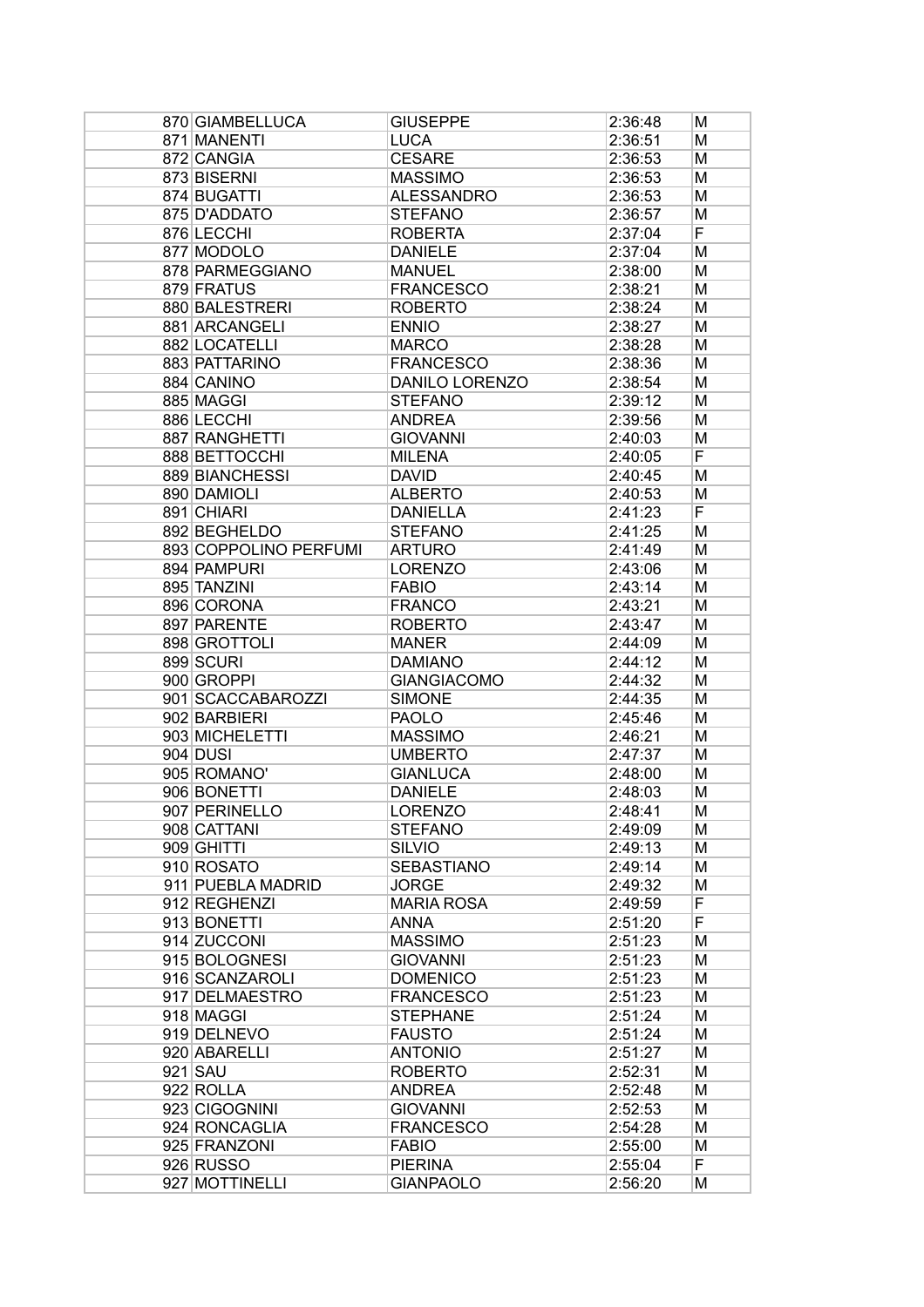| | | | | |
|---|---|---|---|---|
| 870 | GIAMBELLUCA | GIUSEPPE | 2:36:48 | M |
| 871 | MANENTI | LUCA | 2:36:51 | M |
| 872 | CANGIA | CESARE | 2:36:53 | M |
| 873 | BISERNI | MASSIMO | 2:36:53 | M |
| 874 | BUGATTI | ALESSANDRO | 2:36:53 | M |
| 875 | D'ADDATO | STEFANO | 2:36:57 | M |
| 876 | LECCHI | ROBERTA | 2:37:04 | F |
| 877 | MODOLO | DANIELE | 2:37:04 | M |
| 878 | PARMEGGIANO | MANUEL | 2:38:00 | M |
| 879 | FRATUS | FRANCESCO | 2:38:21 | M |
| 880 | BALESTRERI | ROBERTO | 2:38:24 | M |
| 881 | ARCANGELI | ENNIO | 2:38:27 | M |
| 882 | LOCATELLI | MARCO | 2:38:28 | M |
| 883 | PATTARINO | FRANCESCO | 2:38:36 | M |
| 884 | CANINO | DANILO LORENZO | 2:38:54 | M |
| 885 | MAGGI | STEFANO | 2:39:12 | M |
| 886 | LECCHI | ANDREA | 2:39:56 | M |
| 887 | RANGHETTI | GIOVANNI | 2:40:03 | M |
| 888 | BETTOCCHI | MILENA | 2:40:05 | F |
| 889 | BIANCHESSI | DAVID | 2:40:45 | M |
| 890 | DAMIOLI | ALBERTO | 2:40:53 | M |
| 891 | CHIARI | DANIELLA | 2:41:23 | F |
| 892 | BEGHELDO | STEFANO | 2:41:25 | M |
| 893 | COPPOLINO PERFUMI | ARTURO | 2:41:49 | M |
| 894 | PAMPURI | LORENZO | 2:43:06 | M |
| 895 | TANZINI | FABIO | 2:43:14 | M |
| 896 | CORONA | FRANCO | 2:43:21 | M |
| 897 | PARENTE | ROBERTO | 2:43:47 | M |
| 898 | GROTTOLI | MANER | 2:44:09 | M |
| 899 | SCURI | DAMIANO | 2:44:12 | M |
| 900 | GROPPI | GIANGIACOMO | 2:44:32 | M |
| 901 | SCACCABAROZZI | SIMONE | 2:44:35 | M |
| 902 | BARBIERI | PAOLO | 2:45:46 | M |
| 903 | MICHELETTI | MASSIMO | 2:46:21 | M |
| 904 | DUSI | UMBERTO | 2:47:37 | M |
| 905 | ROMANO' | GIANLUCA | 2:48:00 | M |
| 906 | BONETTI | DANIELE | 2:48:03 | M |
| 907 | PERINELLO | LORENZO | 2:48:41 | M |
| 908 | CATTANI | STEFANO | 2:49:09 | M |
| 909 | GHITTI | SILVIO | 2:49:13 | M |
| 910 | ROSATO | SEBASTIANO | 2:49:14 | M |
| 911 | PUEBLA MADRID | JORGE | 2:49:32 | M |
| 912 | REGHENZI | MARIA ROSA | 2:49:59 | F |
| 913 | BONETTI | ANNA | 2:51:20 | F |
| 914 | ZUCCONI | MASSIMO | 2:51:23 | M |
| 915 | BOLOGNESI | GIOVANNI | 2:51:23 | M |
| 916 | SCANZAROLI | DOMENICO | 2:51:23 | M |
| 917 | DELMAESTRO | FRANCESCO | 2:51:23 | M |
| 918 | MAGGI | STEPHANE | 2:51:24 | M |
| 919 | DELNEVO | FAUSTO | 2:51:24 | M |
| 920 | ABARELLI | ANTONIO | 2:51:27 | M |
| 921 | SAU | ROBERTO | 2:52:31 | M |
| 922 | ROLLA | ANDREA | 2:52:48 | M |
| 923 | CIGOGNINI | GIOVANNI | 2:52:53 | M |
| 924 | RONCAGLIA | FRANCESCO | 2:54:28 | M |
| 925 | FRANZONI | FABIO | 2:55:00 | M |
| 926 | RUSSO | PIERINA | 2:55:04 | F |
| 927 | MOTTINELLI | GIANPAOLO | 2:56:20 | M |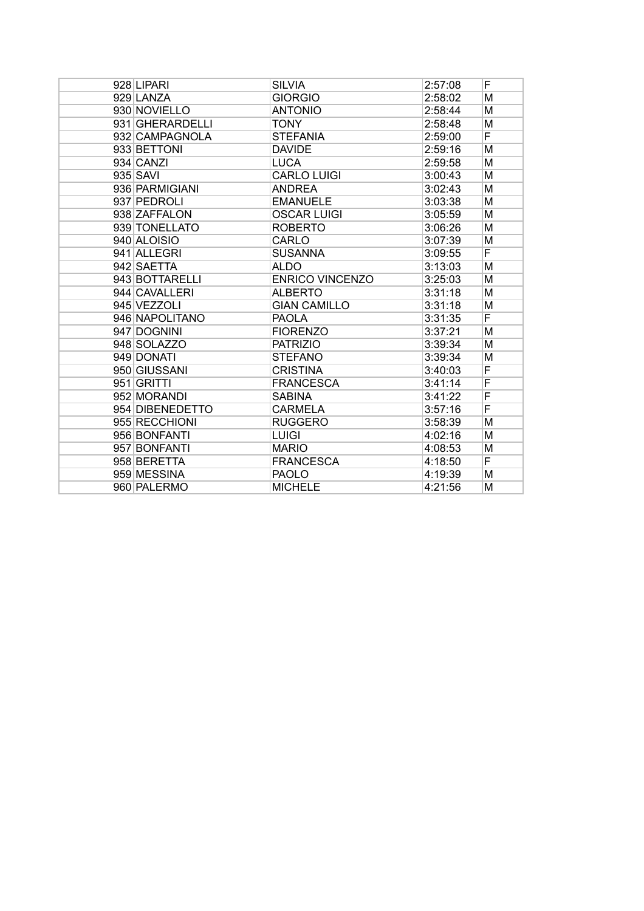| | | | | |
|---|---|---|---|---|
| 928 | LIPARI | SILVIA | 2:57:08 | F |
| 929 | LANZA | GIORGIO | 2:58:02 | M |
| 930 | NOVIELLO | ANTONIO | 2:58:44 | M |
| 931 | GHERARDELLI | TONY | 2:58:48 | M |
| 932 | CAMPAGNOLA | STEFANIA | 2:59:00 | F |
| 933 | BETTONI | DAVIDE | 2:59:16 | M |
| 934 | CANZI | LUCA | 2:59:58 | M |
| 935 | SAVI | CARLO LUIGI | 3:00:43 | M |
| 936 | PARMIGIANI | ANDREA | 3:02:43 | M |
| 937 | PEDROLI | EMANUELE | 3:03:38 | M |
| 938 | ZAFFALON | OSCAR LUIGI | 3:05:59 | M |
| 939 | TONELLATO | ROBERTO | 3:06:26 | M |
| 940 | ALOISIO | CARLO | 3:07:39 | M |
| 941 | ALLEGRI | SUSANNA | 3:09:55 | F |
| 942 | SAETTA | ALDO | 3:13:03 | M |
| 943 | BOTTARELLI | ENRICO VINCENZO | 3:25:03 | M |
| 944 | CAVALLERI | ALBERTO | 3:31:18 | M |
| 945 | VEZZOLI | GIAN CAMILLO | 3:31:18 | M |
| 946 | NAPOLITANO | PAOLA | 3:31:35 | F |
| 947 | DOGNINI | FIORENZO | 3:37:21 | M |
| 948 | SOLAZZO | PATRIZIO | 3:39:34 | M |
| 949 | DONATI | STEFANO | 3:39:34 | M |
| 950 | GIUSSANI | CRISTINA | 3:40:03 | F |
| 951 | GRITTI | FRANCESCA | 3:41:14 | F |
| 952 | MORANDI | SABINA | 3:41:22 | F |
| 954 | DIBENEDETTO | CARMELA | 3:57:16 | F |
| 955 | RECCHIONI | RUGGERO | 3:58:39 | M |
| 956 | BONFANTI | LUIGI | 4:02:16 | M |
| 957 | BONFANTI | MARIO | 4:08:53 | M |
| 958 | BERETTA | FRANCESCA | 4:18:50 | F |
| 959 | MESSINA | PAOLO | 4:19:39 | M |
| 960 | PALERMO | MICHELE | 4:21:56 | M |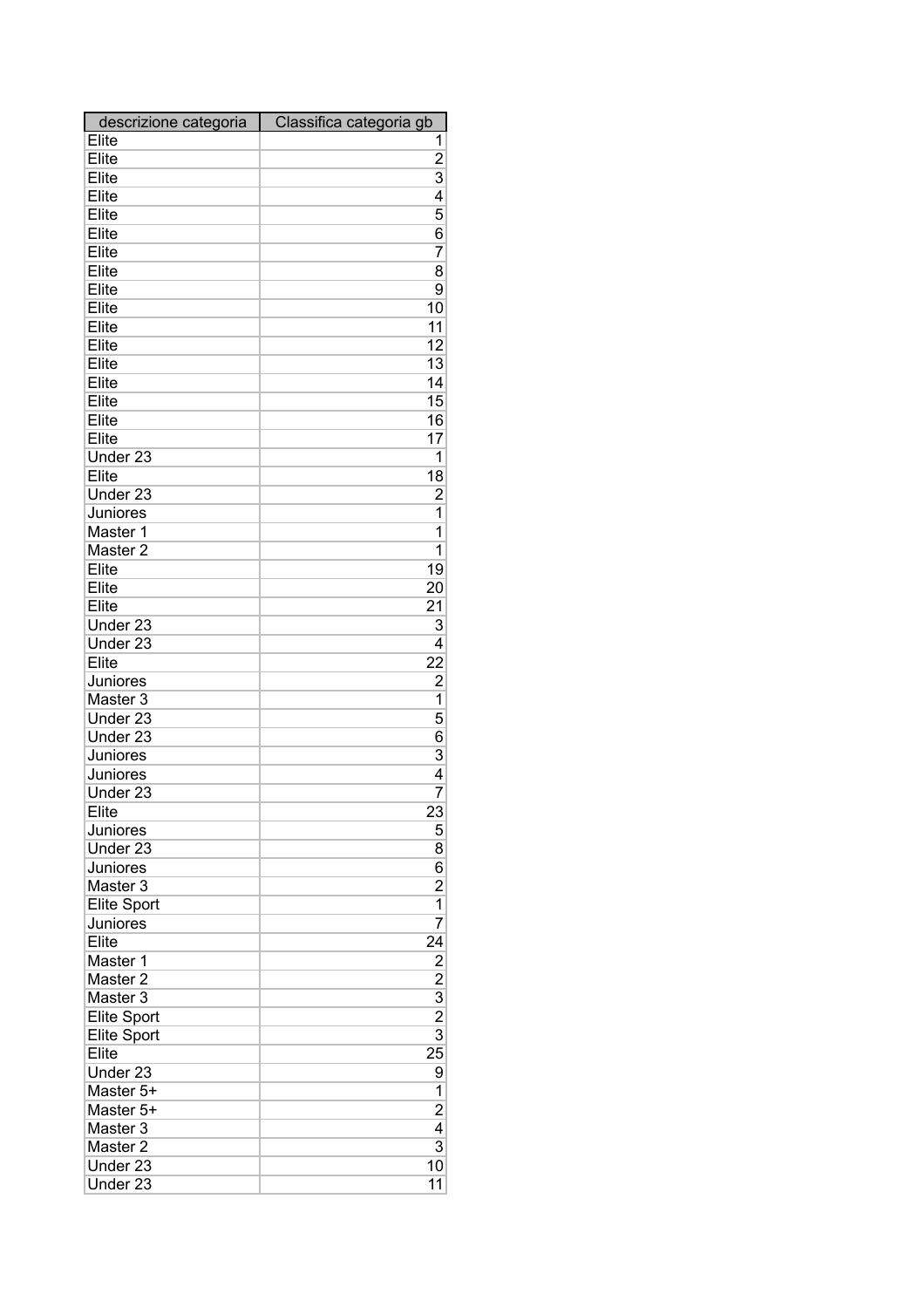| descrizione categoria | Classifica categoria gb |
|---|---|
| Elite | 1 |
| Elite | 2 |
| Elite | 3 |
| Elite | 4 |
| Elite | 5 |
| Elite | 6 |
| Elite | 7 |
| Elite | 8 |
| Elite | 9 |
| Elite | 10 |
| Elite | 11 |
| Elite | 12 |
| Elite | 13 |
| Elite | 14 |
| Elite | 15 |
| Elite | 16 |
| Elite | 17 |
| Under 23 | 1 |
| Elite | 18 |
| Under 23 | 2 |
| Juniores | 1 |
| Master 1 | 1 |
| Master 2 | 1 |
| Elite | 19 |
| Elite | 20 |
| Elite | 21 |
| Under 23 | 3 |
| Under 23 | 4 |
| Elite | 22 |
| Juniores | 2 |
| Master 3 | 1 |
| Under 23 | 5 |
| Under 23 | 6 |
| Juniores | 3 |
| Juniores | 4 |
| Under 23 | 7 |
| Elite | 23 |
| Juniores | 5 |
| Under 23 | 8 |
| Juniores | 6 |
| Master 3 | 2 |
| Elite Sport | 1 |
| Juniores | 7 |
| Elite | 24 |
| Master 1 | 2 |
| Master 2 | 2 |
| Master 3 | 3 |
| Elite Sport | 2 |
| Elite Sport | 3 |
| Elite | 25 |
| Under 23 | 9 |
| Master 5+ | 1 |
| Master 5+ | 2 |
| Master 3 | 4 |
| Master 2 | 3 |
| Under 23 | 10 |
| Under 23 | 11 |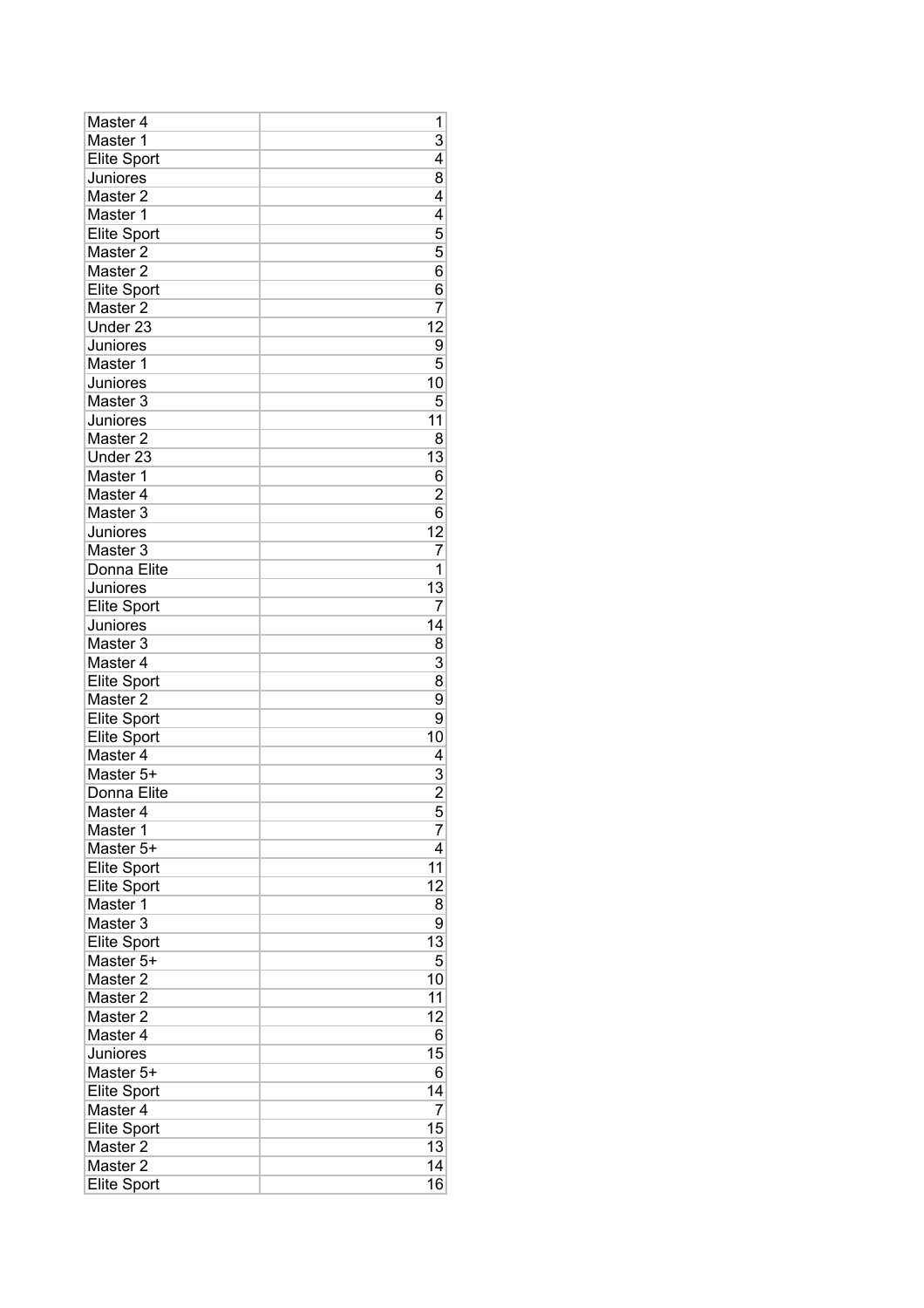| | |
|---|---|
| Master 4 | 1 |
| Master 1 | 3 |
| Elite Sport | 4 |
| Juniores | 8 |
| Master 2 | 4 |
| Master 1 | 4 |
| Elite Sport | 5 |
| Master 2 | 5 |
| Master 2 | 6 |
| Elite Sport | 6 |
| Master 2 | 7 |
| Under 23 | 12 |
| Juniores | 9 |
| Master 1 | 5 |
| Juniores | 10 |
| Master 3 | 5 |
| Juniores | 11 |
| Master 2 | 8 |
| Under 23 | 13 |
| Master 1 | 6 |
| Master 4 | 2 |
| Master 3 | 6 |
| Juniores | 12 |
| Master 3 | 7 |
| Donna Elite | 1 |
| Juniores | 13 |
| Elite Sport | 7 |
| Juniores | 14 |
| Master 3 | 8 |
| Master 4 | 3 |
| Elite Sport | 8 |
| Master 2 | 9 |
| Elite Sport | 9 |
| Elite Sport | 10 |
| Master 4 | 4 |
| Master 5+ | 3 |
| Donna Elite | 2 |
| Master 4 | 5 |
| Master 1 | 7 |
| Master 5+ | 4 |
| Elite Sport | 11 |
| Elite Sport | 12 |
| Master 1 | 8 |
| Master 3 | 9 |
| Elite Sport | 13 |
| Master 5+ | 5 |
| Master 2 | 10 |
| Master 2 | 11 |
| Master 2 | 12 |
| Master 4 | 6 |
| Juniores | 15 |
| Master 5+ | 6 |
| Elite Sport | 14 |
| Master 4 | 7 |
| Elite Sport | 15 |
| Master 2 | 13 |
| Master 2 | 14 |
| Elite Sport | 16 |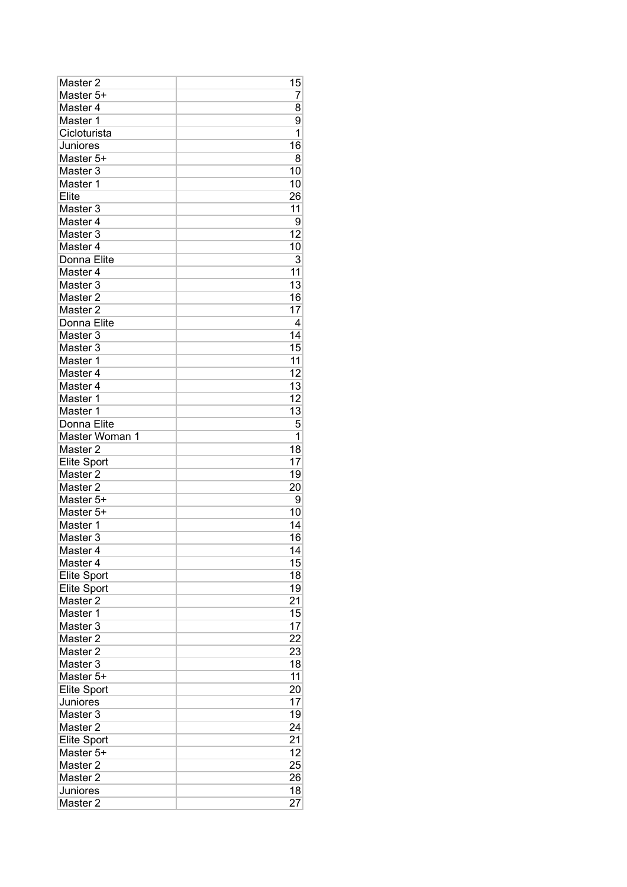| | |
|---|---|
| Master 2 | 15 |
| Master 5+ | 7 |
| Master 4 | 8 |
| Master 1 | 9 |
| Cicloturista | 1 |
| Juniores | 16 |
| Master 5+ | 8 |
| Master 3 | 10 |
| Master 1 | 10 |
| Elite | 26 |
| Master 3 | 11 |
| Master 4 | 9 |
| Master 3 | 12 |
| Master 4 | 10 |
| Donna Elite | 3 |
| Master 4 | 11 |
| Master 3 | 13 |
| Master 2 | 16 |
| Master 2 | 17 |
| Donna Elite | 4 |
| Master 3 | 14 |
| Master 3 | 15 |
| Master 1 | 11 |
| Master 4 | 12 |
| Master 4 | 13 |
| Master 1 | 12 |
| Master 1 | 13 |
| Donna Elite | 5 |
| Master Woman 1 | 1 |
| Master 2 | 18 |
| Elite Sport | 17 |
| Master 2 | 19 |
| Master 2 | 20 |
| Master 5+ | 9 |
| Master 5+ | 10 |
| Master 1 | 14 |
| Master 3 | 16 |
| Master 4 | 14 |
| Master 4 | 15 |
| Elite Sport | 18 |
| Elite Sport | 19 |
| Master 2 | 21 |
| Master 1 | 15 |
| Master 3 | 17 |
| Master 2 | 22 |
| Master 2 | 23 |
| Master 3 | 18 |
| Master 5+ | 11 |
| Elite Sport | 20 |
| Juniores | 17 |
| Master 3 | 19 |
| Master 2 | 24 |
| Elite Sport | 21 |
| Master 5+ | 12 |
| Master 2 | 25 |
| Master 2 | 26 |
| Juniores | 18 |
| Master 2 | 27 |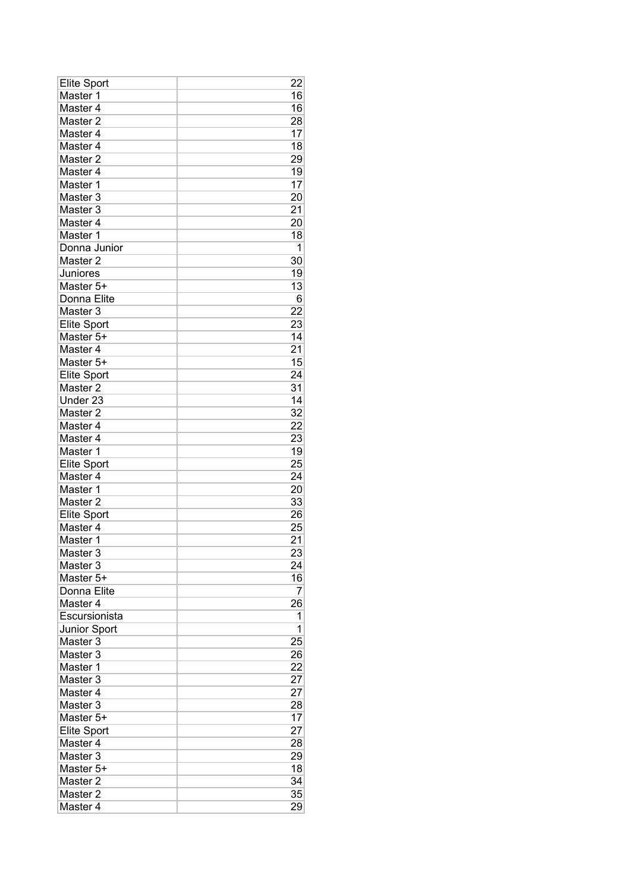| | |
|---|---|
| Elite Sport | 22 |
| Master 1 | 16 |
| Master 4 | 16 |
| Master 2 | 28 |
| Master 4 | 17 |
| Master 4 | 18 |
| Master 2 | 29 |
| Master 4 | 19 |
| Master 1 | 17 |
| Master 3 | 20 |
| Master 3 | 21 |
| Master 4 | 20 |
| Master 1 | 18 |
| Donna Junior | 1 |
| Master 2 | 30 |
| Juniores | 19 |
| Master 5+ | 13 |
| Donna Elite | 6 |
| Master 3 | 22 |
| Elite Sport | 23 |
| Master 5+ | 14 |
| Master 4 | 21 |
| Master 5+ | 15 |
| Elite Sport | 24 |
| Master 2 | 31 |
| Under 23 | 14 |
| Master 2 | 32 |
| Master 4 | 22 |
| Master 4 | 23 |
| Master 1 | 19 |
| Elite Sport | 25 |
| Master 4 | 24 |
| Master 1 | 20 |
| Master 2 | 33 |
| Elite Sport | 26 |
| Master 4 | 25 |
| Master 1 | 21 |
| Master 3 | 23 |
| Master 3 | 24 |
| Master 5+ | 16 |
| Donna Elite | 7 |
| Master 4 | 26 |
| Escursionista | 1 |
| Junior Sport | 1 |
| Master 3 | 25 |
| Master 3 | 26 |
| Master 1 | 22 |
| Master 3 | 27 |
| Master 4 | 27 |
| Master 3 | 28 |
| Master 5+ | 17 |
| Elite Sport | 27 |
| Master 4 | 28 |
| Master 3 | 29 |
| Master 5+ | 18 |
| Master 2 | 34 |
| Master 2 | 35 |
| Master 4 | 29 |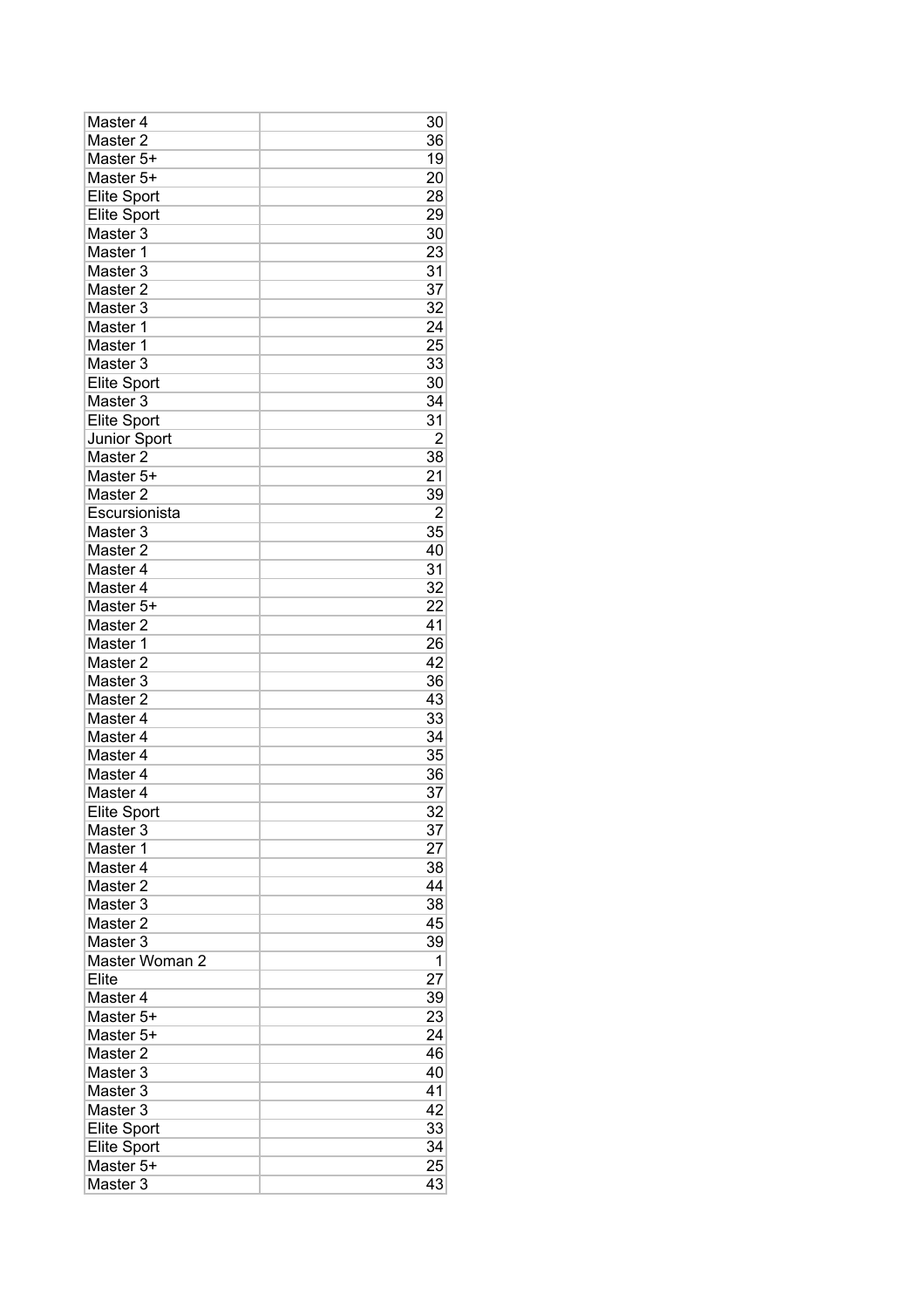| | |
|---|---|
| Master 4 | 30 |
| Master 2 | 36 |
| Master 5+ | 19 |
| Master 5+ | 20 |
| Elite Sport | 28 |
| Elite Sport | 29 |
| Master 3 | 30 |
| Master 1 | 23 |
| Master 3 | 31 |
| Master 2 | 37 |
| Master 3 | 32 |
| Master 1 | 24 |
| Master 1 | 25 |
| Master 3 | 33 |
| Elite Sport | 30 |
| Master 3 | 34 |
| Elite Sport | 31 |
| Junior Sport | 2 |
| Master 2 | 38 |
| Master 5+ | 21 |
| Master 2 | 39 |
| Escursionista | 2 |
| Master 3 | 35 |
| Master 2 | 40 |
| Master 4 | 31 |
| Master 4 | 32 |
| Master 5+ | 22 |
| Master 2 | 41 |
| Master 1 | 26 |
| Master 2 | 42 |
| Master 3 | 36 |
| Master 2 | 43 |
| Master 4 | 33 |
| Master 4 | 34 |
| Master 4 | 35 |
| Master 4 | 36 |
| Master 4 | 37 |
| Elite Sport | 32 |
| Master 3 | 37 |
| Master 1 | 27 |
| Master 4 | 38 |
| Master 2 | 44 |
| Master 3 | 38 |
| Master 2 | 45 |
| Master 3 | 39 |
| Master Woman 2 | 1 |
| Elite | 27 |
| Master 4 | 39 |
| Master 5+ | 23 |
| Master 5+ | 24 |
| Master 2 | 46 |
| Master 3 | 40 |
| Master 3 | 41 |
| Master 3 | 42 |
| Elite Sport | 33 |
| Elite Sport | 34 |
| Master 5+ | 25 |
| Master 3 | 43 |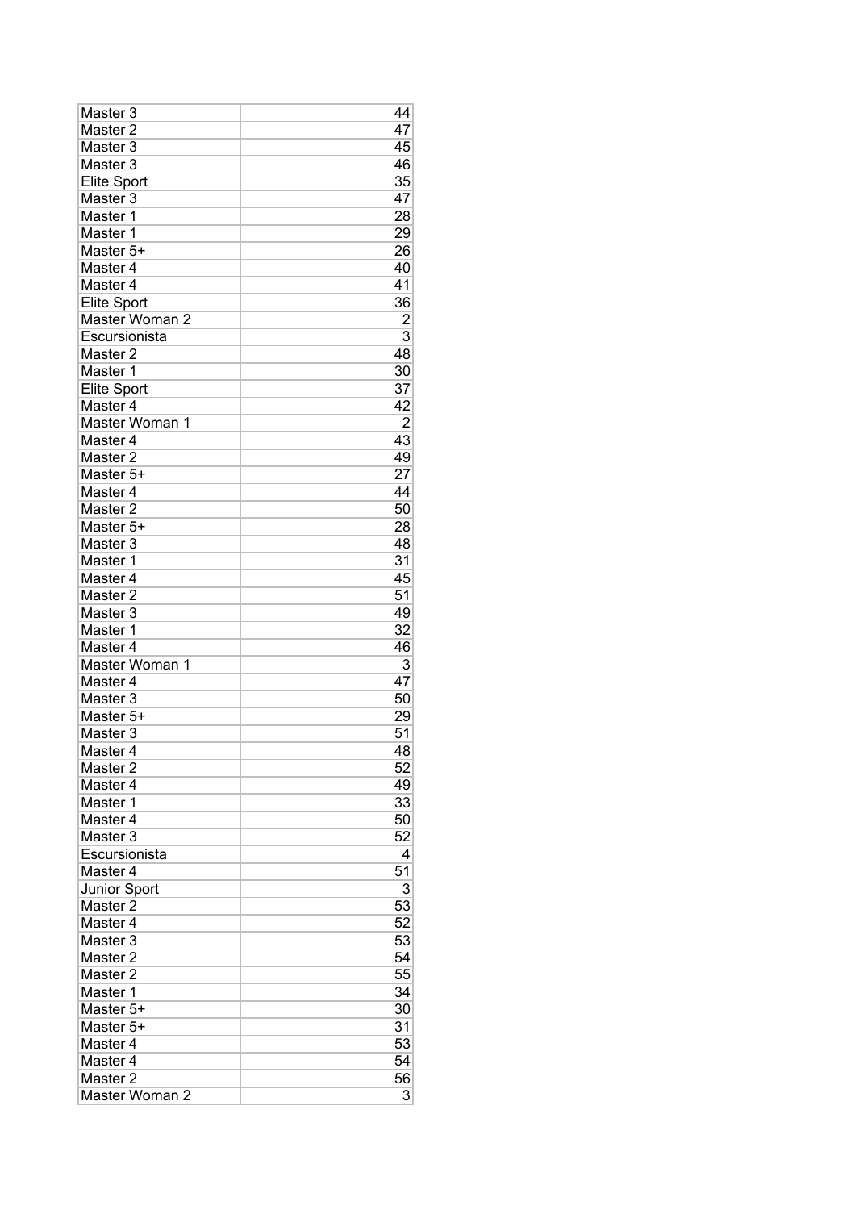| | |
|---|---|
| Master 3 | 44 |
| Master 2 | 47 |
| Master 3 | 45 |
| Master 3 | 46 |
| Elite Sport | 35 |
| Master 3 | 47 |
| Master 1 | 28 |
| Master 1 | 29 |
| Master 5+ | 26 |
| Master 4 | 40 |
| Master 4 | 41 |
| Elite Sport | 36 |
| Master Woman 2 | 2 |
| Escursionista | 3 |
| Master 2 | 48 |
| Master 1 | 30 |
| Elite Sport | 37 |
| Master 4 | 42 |
| Master Woman 1 | 2 |
| Master 4 | 43 |
| Master 2 | 49 |
| Master 5+ | 27 |
| Master 4 | 44 |
| Master 2 | 50 |
| Master 5+ | 28 |
| Master 3 | 48 |
| Master 1 | 31 |
| Master 4 | 45 |
| Master 2 | 51 |
| Master 3 | 49 |
| Master 1 | 32 |
| Master 4 | 46 |
| Master Woman 1 | 3 |
| Master 4 | 47 |
| Master 3 | 50 |
| Master 5+ | 29 |
| Master 3 | 51 |
| Master 4 | 48 |
| Master 2 | 52 |
| Master 4 | 49 |
| Master 1 | 33 |
| Master 4 | 50 |
| Master 3 | 52 |
| Escursionista | 4 |
| Master 4 | 51 |
| Junior Sport | 3 |
| Master 2 | 53 |
| Master 4 | 52 |
| Master 3 | 53 |
| Master 2 | 54 |
| Master 2 | 55 |
| Master 1 | 34 |
| Master 5+ | 30 |
| Master 5+ | 31 |
| Master 4 | 53 |
| Master 4 | 54 |
| Master 2 | 56 |
| Master Woman 2 | 3 |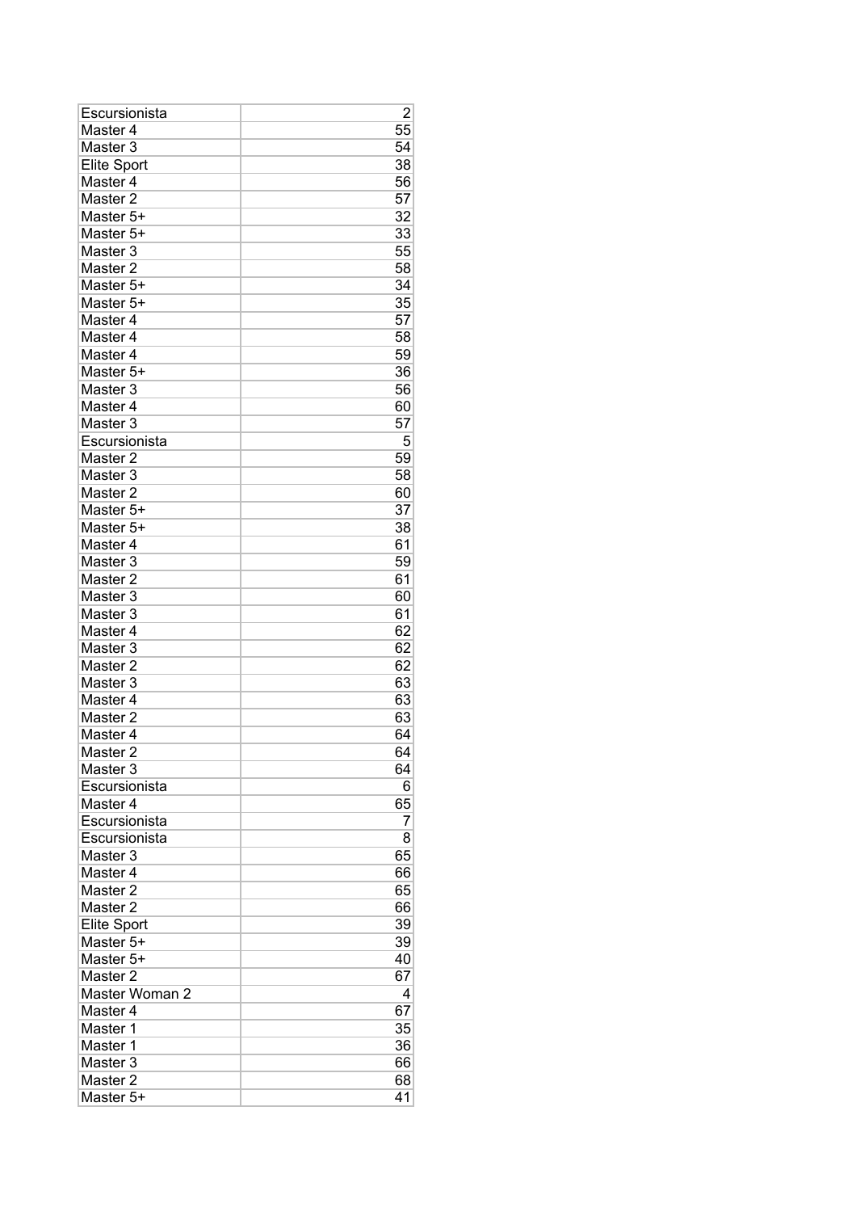| | |
|---|---|
| Escursionista | 2 |
| Master 4 | 55 |
| Master 3 | 54 |
| Elite Sport | 38 |
| Master 4 | 56 |
| Master 2 | 57 |
| Master 5+ | 32 |
| Master 5+ | 33 |
| Master 3 | 55 |
| Master 2 | 58 |
| Master 5+ | 34 |
| Master 5+ | 35 |
| Master 4 | 57 |
| Master 4 | 58 |
| Master 4 | 59 |
| Master 5+ | 36 |
| Master 3 | 56 |
| Master 4 | 60 |
| Master 3 | 57 |
| Escursionista | 5 |
| Master 2 | 59 |
| Master 3 | 58 |
| Master 2 | 60 |
| Master 5+ | 37 |
| Master 5+ | 38 |
| Master 4 | 61 |
| Master 3 | 59 |
| Master 2 | 61 |
| Master 3 | 60 |
| Master 3 | 61 |
| Master 4 | 62 |
| Master 3 | 62 |
| Master 2 | 62 |
| Master 3 | 63 |
| Master 4 | 63 |
| Master 2 | 63 |
| Master 4 | 64 |
| Master 2 | 64 |
| Master 3 | 64 |
| Escursionista | 6 |
| Master 4 | 65 |
| Escursionista | 7 |
| Escursionista | 8 |
| Master 3 | 65 |
| Master 4 | 66 |
| Master 2 | 65 |
| Master 2 | 66 |
| Elite Sport | 39 |
| Master 5+ | 39 |
| Master 5+ | 40 |
| Master 2 | 67 |
| Master Woman 2 | 4 |
| Master 4 | 67 |
| Master 1 | 35 |
| Master 1 | 36 |
| Master 3 | 66 |
| Master 2 | 68 |
| Master 5+ | 41 |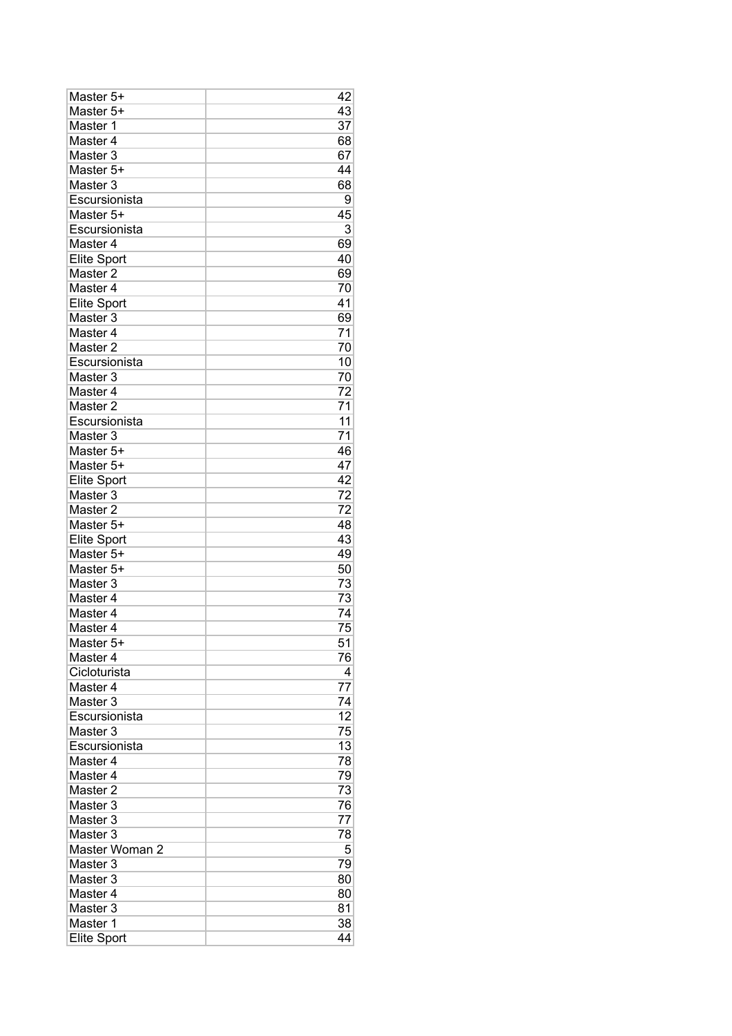| | |
|---|---|
| Master 5+ | 42 |
| Master 5+ | 43 |
| Master 1 | 37 |
| Master 4 | 68 |
| Master 3 | 67 |
| Master 5+ | 44 |
| Master 3 | 68 |
| Escursionista | 9 |
| Master 5+ | 45 |
| Escursionista | 3 |
| Master 4 | 69 |
| Elite Sport | 40 |
| Master 2 | 69 |
| Master 4 | 70 |
| Elite Sport | 41 |
| Master 3 | 69 |
| Master 4 | 71 |
| Master 2 | 70 |
| Escursionista | 10 |
| Master 3 | 70 |
| Master 4 | 72 |
| Master 2 | 71 |
| Escursionista | 11 |
| Master 3 | 71 |
| Master 5+ | 46 |
| Master 5+ | 47 |
| Elite Sport | 42 |
| Master 3 | 72 |
| Master 2 | 72 |
| Master 5+ | 48 |
| Elite Sport | 43 |
| Master 5+ | 49 |
| Master 5+ | 50 |
| Master 3 | 73 |
| Master 4 | 73 |
| Master 4 | 74 |
| Master 4 | 75 |
| Master 5+ | 51 |
| Master 4 | 76 |
| Cicloturista | 4 |
| Master 4 | 77 |
| Master 3 | 74 |
| Escursionista | 12 |
| Master 3 | 75 |
| Escursionista | 13 |
| Master 4 | 78 |
| Master 4 | 79 |
| Master 2 | 73 |
| Master 3 | 76 |
| Master 3 | 77 |
| Master 3 | 78 |
| Master Woman 2 | 5 |
| Master 3 | 79 |
| Master 3 | 80 |
| Master 4 | 80 |
| Master 3 | 81 |
| Master 1 | 38 |
| Elite Sport | 44 |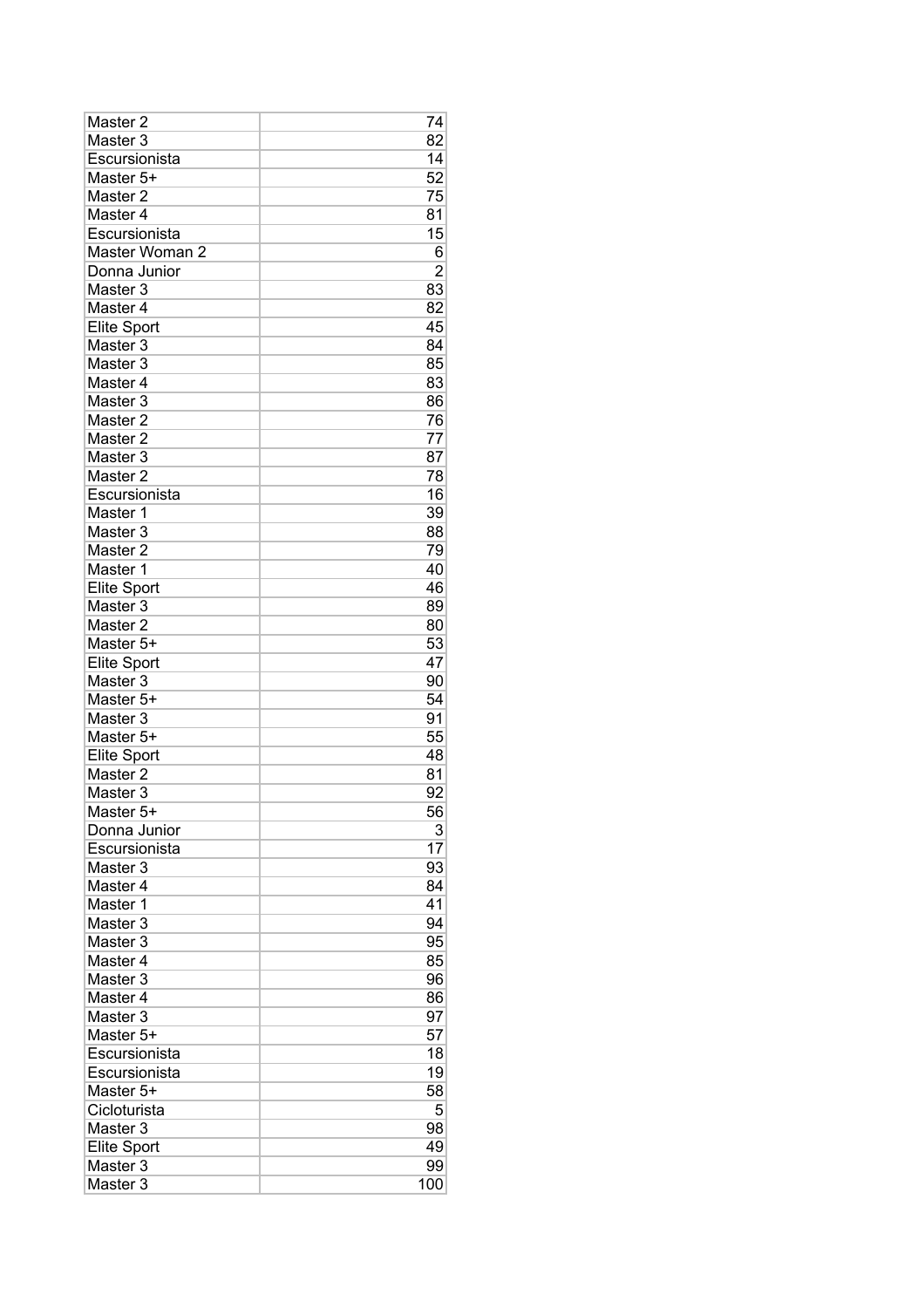| | |
|---|---|
| Master 2 | 74 |
| Master 3 | 82 |
| Escursionista | 14 |
| Master 5+ | 52 |
| Master 2 | 75 |
| Master 4 | 81 |
| Escursionista | 15 |
| Master Woman 2 | 6 |
| Donna Junior | 2 |
| Master 3 | 83 |
| Master 4 | 82 |
| Elite Sport | 45 |
| Master 3 | 84 |
| Master 3 | 85 |
| Master 4 | 83 |
| Master 3 | 86 |
| Master 2 | 76 |
| Master 2 | 77 |
| Master 3 | 87 |
| Master 2 | 78 |
| Escursionista | 16 |
| Master 1 | 39 |
| Master 3 | 88 |
| Master 2 | 79 |
| Master 1 | 40 |
| Elite Sport | 46 |
| Master 3 | 89 |
| Master 2 | 80 |
| Master 5+ | 53 |
| Elite Sport | 47 |
| Master 3 | 90 |
| Master 5+ | 54 |
| Master 3 | 91 |
| Master 5+ | 55 |
| Elite Sport | 48 |
| Master 2 | 81 |
| Master 3 | 92 |
| Master 5+ | 56 |
| Donna Junior | 3 |
| Escursionista | 17 |
| Master 3 | 93 |
| Master 4 | 84 |
| Master 1 | 41 |
| Master 3 | 94 |
| Master 3 | 95 |
| Master 4 | 85 |
| Master 3 | 96 |
| Master 4 | 86 |
| Master 3 | 97 |
| Master 5+ | 57 |
| Escursionista | 18 |
| Escursionista | 19 |
| Master 5+ | 58 |
| Cicloturista | 5 |
| Master 3 | 98 |
| Elite Sport | 49 |
| Master 3 | 99 |
| Master 3 | 100 |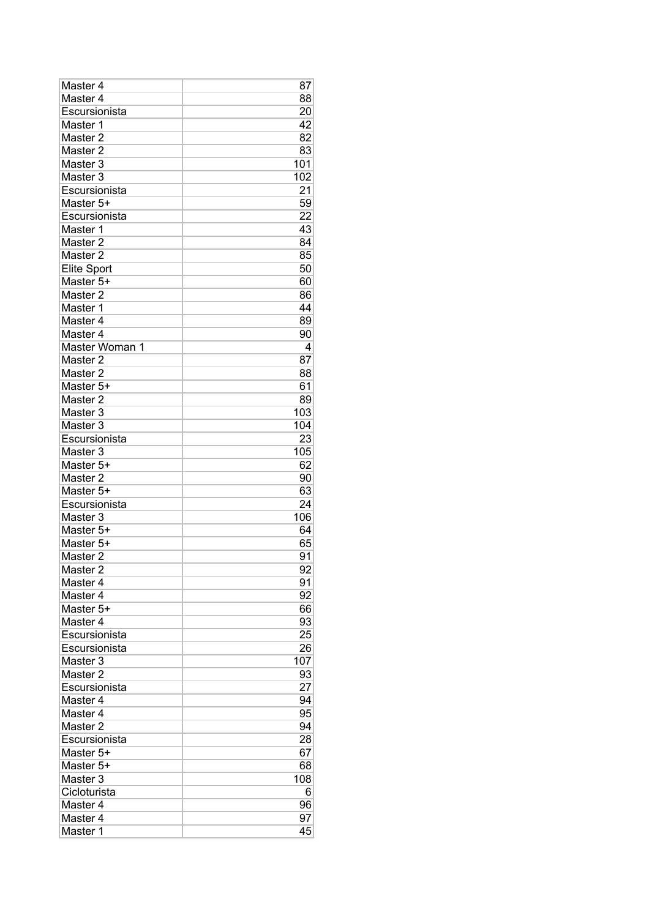| Master 4 | 87 |
|---|---|
| Master 4 | 88 |
| Escursionista | 20 |
| Master 1 | 42 |
| Master 2 | 82 |
| Master 2 | 83 |
| Master 3 | 101 |
| Master 3 | 102 |
| Escursionista | 21 |
| Master 5+ | 59 |
| Escursionista | 22 |
| Master 1 | 43 |
| Master 2 | 84 |
| Master 2 | 85 |
| Elite Sport | 50 |
| Master 5+ | 60 |
| Master 2 | 86 |
| Master 1 | 44 |
| Master 4 | 89 |
| Master 4 | 90 |
| Master Woman 1 | 4 |
| Master 2 | 87 |
| Master 2 | 88 |
| Master 5+ | 61 |
| Master 2 | 89 |
| Master 3 | 103 |
| Master 3 | 104 |
| Escursionista | 23 |
| Master 3 | 105 |
| Master 5+ | 62 |
| Master 2 | 90 |
| Master 5+ | 63 |
| Escursionista | 24 |
| Master 3 | 106 |
| Master 5+ | 64 |
| Master 5+ | 65 |
| Master 2 | 91 |
| Master 2 | 92 |
| Master 4 | 91 |
| Master 4 | 92 |
| Master 5+ | 66 |
| Master 4 | 93 |
| Escursionista | 25 |
| Escursionista | 26 |
| Master 3 | 107 |
| Master 2 | 93 |
| Escursionista | 27 |
| Master 4 | 94 |
| Master 4 | 95 |
| Master 2 | 94 |
| Escursionista | 28 |
| Master 5+ | 67 |
| Master 5+ | 68 |
| Master 3 | 108 |
| Cicloturista | 6 |
| Master 4 | 96 |
| Master 4 | 97 |
| Master 1 | 45 |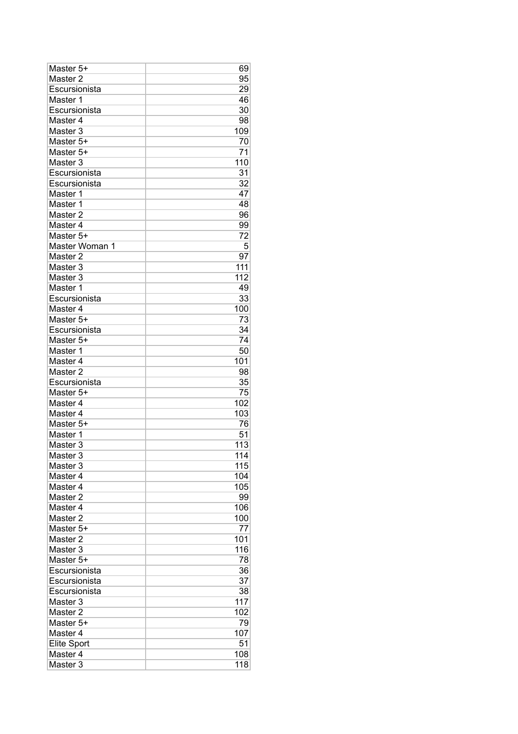| | |
|---|---|
| Master 5+ | 69 |
| Master 2 | 95 |
| Escursionista | 29 |
| Master 1 | 46 |
| Escursionista | 30 |
| Master 4 | 98 |
| Master 3 | 109 |
| Master 5+ | 70 |
| Master 5+ | 71 |
| Master 3 | 110 |
| Escursionista | 31 |
| Escursionista | 32 |
| Master 1 | 47 |
| Master 1 | 48 |
| Master 2 | 96 |
| Master 4 | 99 |
| Master 5+ | 72 |
| Master Woman 1 | 5 |
| Master 2 | 97 |
| Master 3 | 111 |
| Master 3 | 112 |
| Master 1 | 49 |
| Escursionista | 33 |
| Master 4 | 100 |
| Master 5+ | 73 |
| Escursionista | 34 |
| Master 5+ | 74 |
| Master 1 | 50 |
| Master 4 | 101 |
| Master 2 | 98 |
| Escursionista | 35 |
| Master 5+ | 75 |
| Master 4 | 102 |
| Master 4 | 103 |
| Master 5+ | 76 |
| Master 1 | 51 |
| Master 3 | 113 |
| Master 3 | 114 |
| Master 3 | 115 |
| Master 4 | 104 |
| Master 4 | 105 |
| Master 2 | 99 |
| Master 4 | 106 |
| Master 2 | 100 |
| Master 5+ | 77 |
| Master 2 | 101 |
| Master 3 | 116 |
| Master 5+ | 78 |
| Escursionista | 36 |
| Escursionista | 37 |
| Escursionista | 38 |
| Master 3 | 117 |
| Master 2 | 102 |
| Master 5+ | 79 |
| Master 4 | 107 |
| Elite Sport | 51 |
| Master 4 | 108 |
| Master 3 | 118 |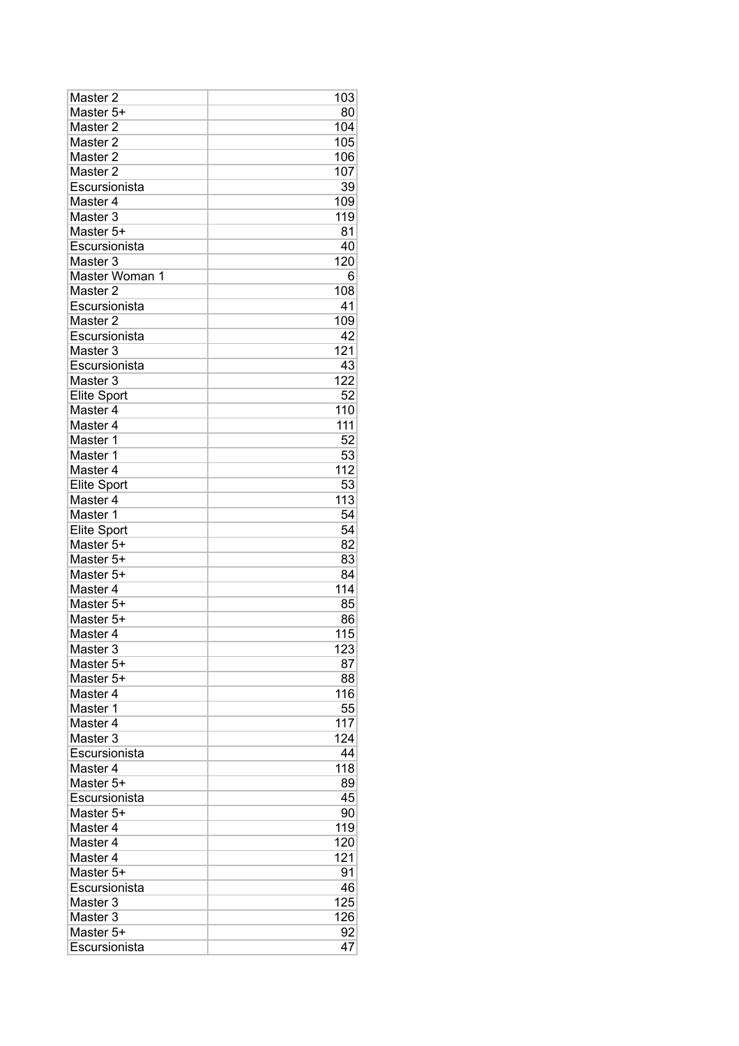| | |
|---|---|
| Master 2 | 103 |
| Master 5+ | 80 |
| Master 2 | 104 |
| Master 2 | 105 |
| Master 2 | 106 |
| Master 2 | 107 |
| Escursionista | 39 |
| Master 4 | 109 |
| Master 3 | 119 |
| Master 5+ | 81 |
| Escursionista | 40 |
| Master 3 | 120 |
| Master Woman 1 | 6 |
| Master 2 | 108 |
| Escursionista | 41 |
| Master 2 | 109 |
| Escursionista | 42 |
| Master 3 | 121 |
| Escursionista | 43 |
| Master 3 | 122 |
| Elite Sport | 52 |
| Master 4 | 110 |
| Master 4 | 111 |
| Master 1 | 52 |
| Master 1 | 53 |
| Master 4 | 112 |
| Elite Sport | 53 |
| Master 4 | 113 |
| Master 1 | 54 |
| Elite Sport | 54 |
| Master 5+ | 82 |
| Master 5+ | 83 |
| Master 5+ | 84 |
| Master 4 | 114 |
| Master 5+ | 85 |
| Master 5+ | 86 |
| Master 4 | 115 |
| Master 3 | 123 |
| Master 5+ | 87 |
| Master 5+ | 88 |
| Master 4 | 116 |
| Master 1 | 55 |
| Master 4 | 117 |
| Master 3 | 124 |
| Escursionista | 44 |
| Master 4 | 118 |
| Master 5+ | 89 |
| Escursionista | 45 |
| Master 5+ | 90 |
| Master 4 | 119 |
| Master 4 | 120 |
| Master 4 | 121 |
| Master 5+ | 91 |
| Escursionista | 46 |
| Master 3 | 125 |
| Master 3 | 126 |
| Master 5+ | 92 |
| Escursionista | 47 |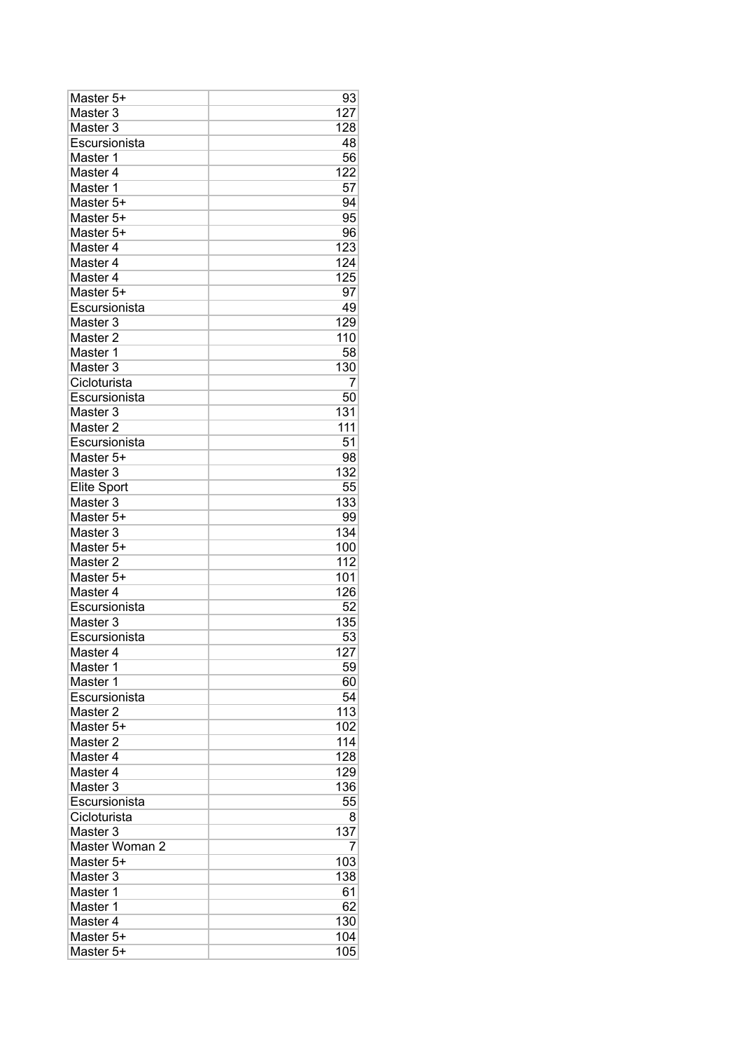| | |
|---|---|
| Master 5+ | 93 |
| Master 3 | 127 |
| Master 3 | 128 |
| Escursionista | 48 |
| Master 1 | 56 |
| Master 4 | 122 |
| Master 1 | 57 |
| Master 5+ | 94 |
| Master 5+ | 95 |
| Master 5+ | 96 |
| Master 4 | 123 |
| Master 4 | 124 |
| Master 4 | 125 |
| Master 5+ | 97 |
| Escursionista | 49 |
| Master 3 | 129 |
| Master 2 | 110 |
| Master 1 | 58 |
| Master 3 | 130 |
| Cicloturista | 7 |
| Escursionista | 50 |
| Master 3 | 131 |
| Master 2 | 111 |
| Escursionista | 51 |
| Master 5+ | 98 |
| Master 3 | 132 |
| Elite Sport | 55 |
| Master 3 | 133 |
| Master 5+ | 99 |
| Master 3 | 134 |
| Master 5+ | 100 |
| Master 2 | 112 |
| Master 5+ | 101 |
| Master 4 | 126 |
| Escursionista | 52 |
| Master 3 | 135 |
| Escursionista | 53 |
| Master 4 | 127 |
| Master 1 | 59 |
| Master 1 | 60 |
| Escursionista | 54 |
| Master 2 | 113 |
| Master 5+ | 102 |
| Master 2 | 114 |
| Master 4 | 128 |
| Master 4 | 129 |
| Master 3 | 136 |
| Escursionista | 55 |
| Cicloturista | 8 |
| Master 3 | 137 |
| Master Woman 2 | 7 |
| Master 5+ | 103 |
| Master 3 | 138 |
| Master 1 | 61 |
| Master 1 | 62 |
| Master 4 | 130 |
| Master 5+ | 104 |
| Master 5+ | 105 |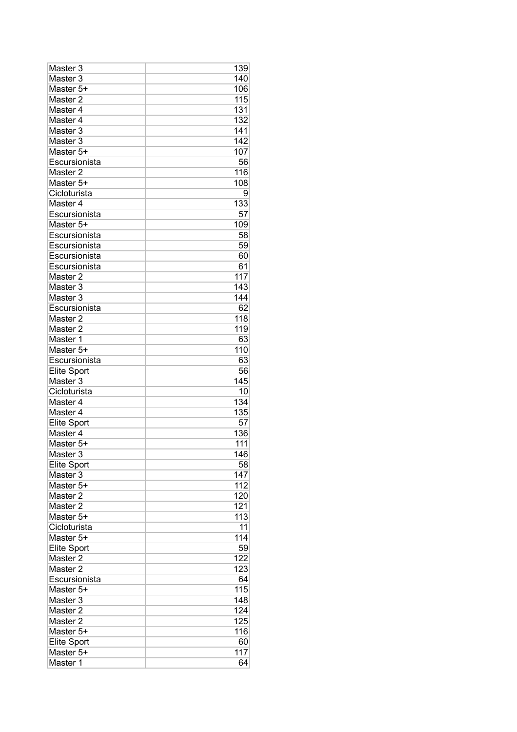| Master 3 | 139 |
|---|---|
| Master 3 | 140 |
| Master 5+ | 106 |
| Master 2 | 115 |
| Master 4 | 131 |
| Master 4 | 132 |
| Master 3 | 141 |
| Master 3 | 142 |
| Master 5+ | 107 |
| Escursionista | 56 |
| Master 2 | 116 |
| Master 5+ | 108 |
| Cicloturista | 9 |
| Master 4 | 133 |
| Escursionista | 57 |
| Master 5+ | 109 |
| Escursionista | 58 |
| Escursionista | 59 |
| Escursionista | 60 |
| Escursionista | 61 |
| Master 2 | 117 |
| Master 3 | 143 |
| Master 3 | 144 |
| Escursionista | 62 |
| Master 2 | 118 |
| Master 2 | 119 |
| Master 1 | 63 |
| Master 5+ | 110 |
| Escursionista | 63 |
| Elite Sport | 56 |
| Master 3 | 145 |
| Cicloturista | 10 |
| Master 4 | 134 |
| Master 4 | 135 |
| Elite Sport | 57 |
| Master 4 | 136 |
| Master 5+ | 111 |
| Master 3 | 146 |
| Elite Sport | 58 |
| Master 3 | 147 |
| Master 5+ | 112 |
| Master 2 | 120 |
| Master 2 | 121 |
| Master 5+ | 113 |
| Cicloturista | 11 |
| Master 5+ | 114 |
| Elite Sport | 59 |
| Master 2 | 122 |
| Master 2 | 123 |
| Escursionista | 64 |
| Master 5+ | 115 |
| Master 3 | 148 |
| Master 2 | 124 |
| Master 2 | 125 |
| Master 5+ | 116 |
| Elite Sport | 60 |
| Master 5+ | 117 |
| Master 1 | 64 |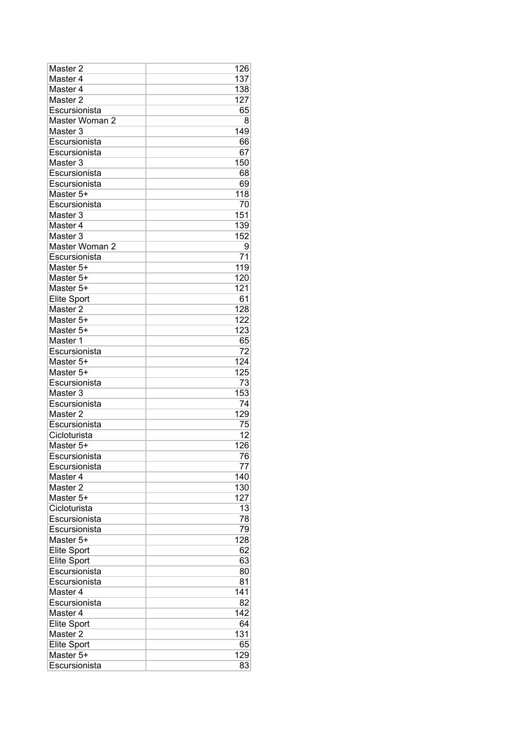| Master 2 | 126 |
|---|---|
| Master 4 | 137 |
| Master 4 | 138 |
| Master 2 | 127 |
| Escursionista | 65 |
| Master Woman 2 | 8 |
| Master 3 | 149 |
| Escursionista | 66 |
| Escursionista | 67 |
| Master 3 | 150 |
| Escursionista | 68 |
| Escursionista | 69 |
| Master 5+ | 118 |
| Escursionista | 70 |
| Master 3 | 151 |
| Master 4 | 139 |
| Master 3 | 152 |
| Master Woman 2 | 9 |
| Escursionista | 71 |
| Master 5+ | 119 |
| Master 5+ | 120 |
| Master 5+ | 121 |
| Elite Sport | 61 |
| Master 2 | 128 |
| Master 5+ | 122 |
| Master 5+ | 123 |
| Master 1 | 65 |
| Escursionista | 72 |
| Master 5+ | 124 |
| Master 5+ | 125 |
| Escursionista | 73 |
| Master 3 | 153 |
| Escursionista | 74 |
| Master 2 | 129 |
| Escursionista | 75 |
| Cicloturista | 12 |
| Master 5+ | 126 |
| Escursionista | 76 |
| Escursionista | 77 |
| Master 4 | 140 |
| Master 2 | 130 |
| Master 5+ | 127 |
| Cicloturista | 13 |
| Escursionista | 78 |
| Escursionista | 79 |
| Master 5+ | 128 |
| Elite Sport | 62 |
| Elite Sport | 63 |
| Escursionista | 80 |
| Escursionista | 81 |
| Master 4 | 141 |
| Escursionista | 82 |
| Master 4 | 142 |
| Elite Sport | 64 |
| Master 2 | 131 |
| Elite Sport | 65 |
| Master 5+ | 129 |
| Escursionista | 83 |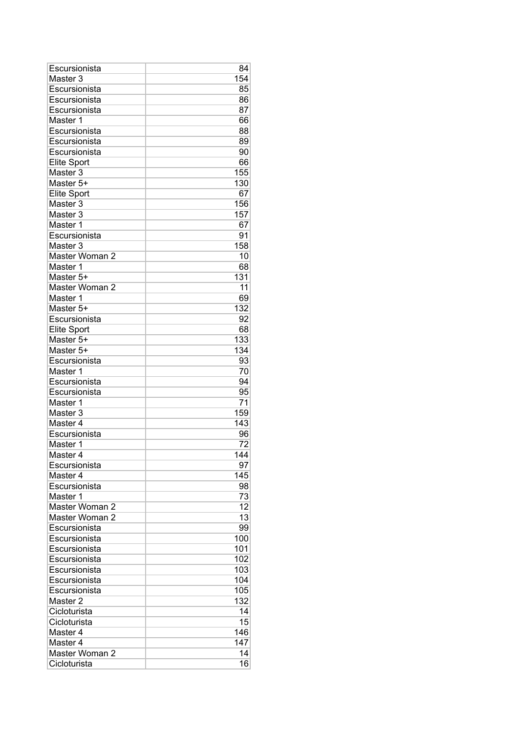| | |
|---|---|
| Escursionista | 84 |
| Master 3 | 154 |
| Escursionista | 85 |
| Escursionista | 86 |
| Escursionista | 87 |
| Master 1 | 66 |
| Escursionista | 88 |
| Escursionista | 89 |
| Escursionista | 90 |
| Elite Sport | 66 |
| Master 3 | 155 |
| Master 5+ | 130 |
| Elite Sport | 67 |
| Master 3 | 156 |
| Master 3 | 157 |
| Master 1 | 67 |
| Escursionista | 91 |
| Master 3 | 158 |
| Master Woman 2 | 10 |
| Master 1 | 68 |
| Master 5+ | 131 |
| Master Woman 2 | 11 |
| Master 1 | 69 |
| Master 5+ | 132 |
| Escursionista | 92 |
| Elite Sport | 68 |
| Master 5+ | 133 |
| Master 5+ | 134 |
| Escursionista | 93 |
| Master 1 | 70 |
| Escursionista | 94 |
| Escursionista | 95 |
| Master 1 | 71 |
| Master 3 | 159 |
| Master 4 | 143 |
| Escursionista | 96 |
| Master 1 | 72 |
| Master 4 | 144 |
| Escursionista | 97 |
| Master 4 | 145 |
| Escursionista | 98 |
| Master 1 | 73 |
| Master Woman 2 | 12 |
| Master Woman 2 | 13 |
| Escursionista | 99 |
| Escursionista | 100 |
| Escursionista | 101 |
| Escursionista | 102 |
| Escursionista | 103 |
| Escursionista | 104 |
| Escursionista | 105 |
| Master 2 | 132 |
| Cicloturista | 14 |
| Cicloturista | 15 |
| Master 4 | 146 |
| Master 4 | 147 |
| Master Woman 2 | 14 |
| Cicloturista | 16 |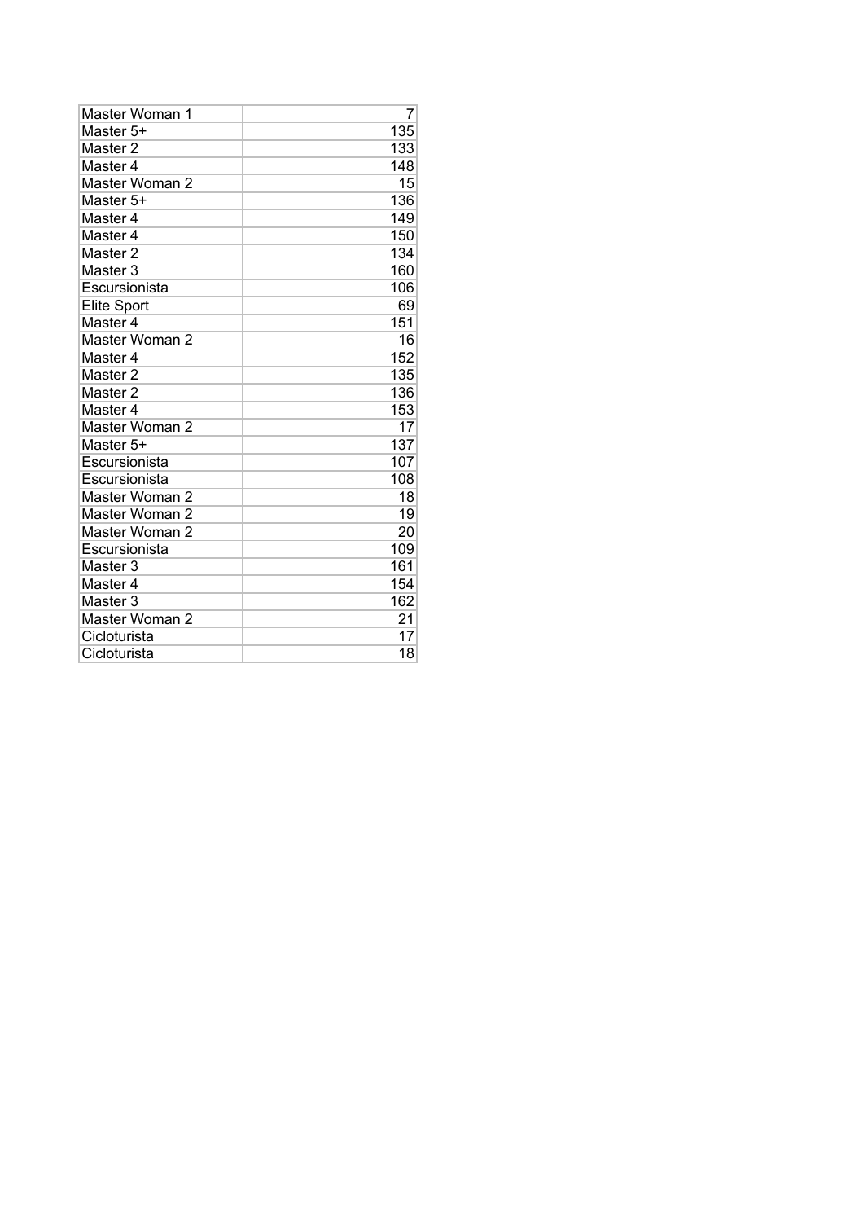| | |
|---|---|
| Master Woman 1 | 7 |
| Master 5+ | 135 |
| Master 2 | 133 |
| Master 4 | 148 |
| Master Woman 2 | 15 |
| Master 5+ | 136 |
| Master 4 | 149 |
| Master 4 | 150 |
| Master 2 | 134 |
| Master 3 | 160 |
| Escursionista | 106 |
| Elite Sport | 69 |
| Master 4 | 151 |
| Master Woman 2 | 16 |
| Master 4 | 152 |
| Master 2 | 135 |
| Master 2 | 136 |
| Master 4 | 153 |
| Master Woman 2 | 17 |
| Master 5+ | 137 |
| Escursionista | 107 |
| Escursionista | 108 |
| Master Woman 2 | 18 |
| Master Woman 2 | 19 |
| Master Woman 2 | 20 |
| Escursionista | 109 |
| Master 3 | 161 |
| Master 4 | 154 |
| Master 3 | 162 |
| Master Woman 2 | 21 |
| Cicloturista | 17 |
| Cicloturista | 18 |